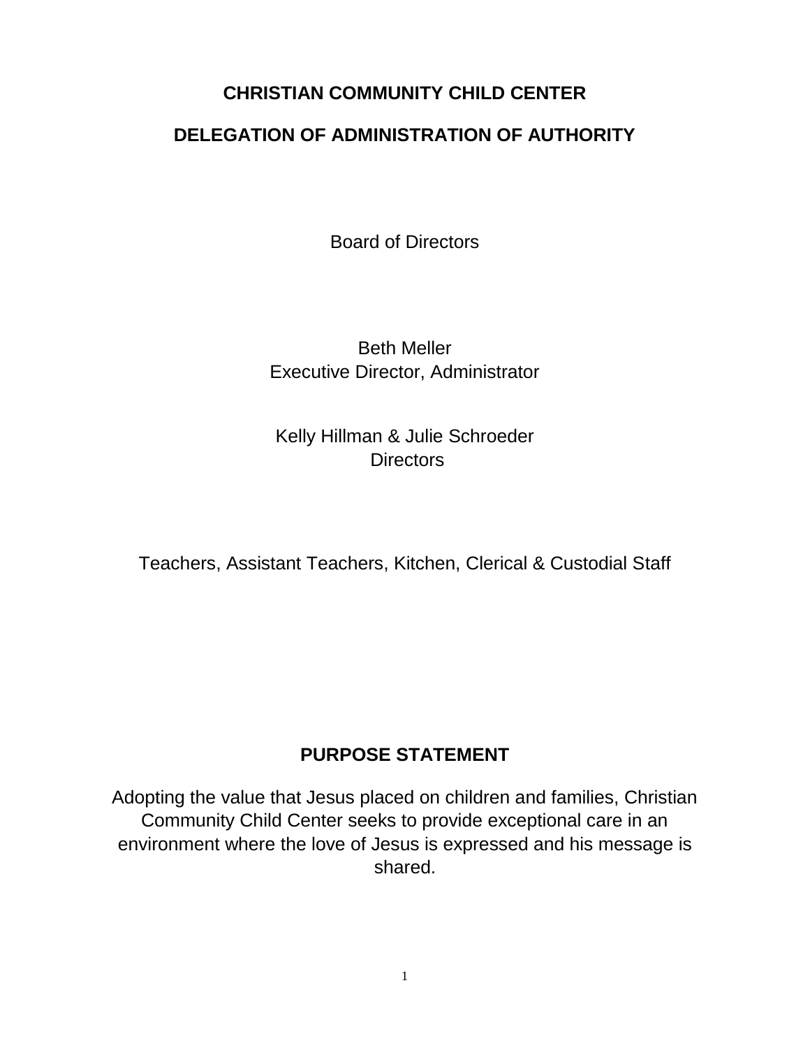# CHRISTIAN COMMUNITY CHILD CENTER

## DELEGATION OF ADMINISTRATION OF AUTHORITY

Board of Directors

Beth Meller
Executive Director, Administrator

Kelly Hillman & Julie Schroeder
Directors

Teachers, Assistant Teachers, Kitchen, Clerical & Custodial Staff

## PURPOSE STATEMENT

Adopting the value that Jesus placed on children and families, Christian Community Child Center seeks to provide exceptional care in an environment where the love of Jesus is expressed and his message is shared.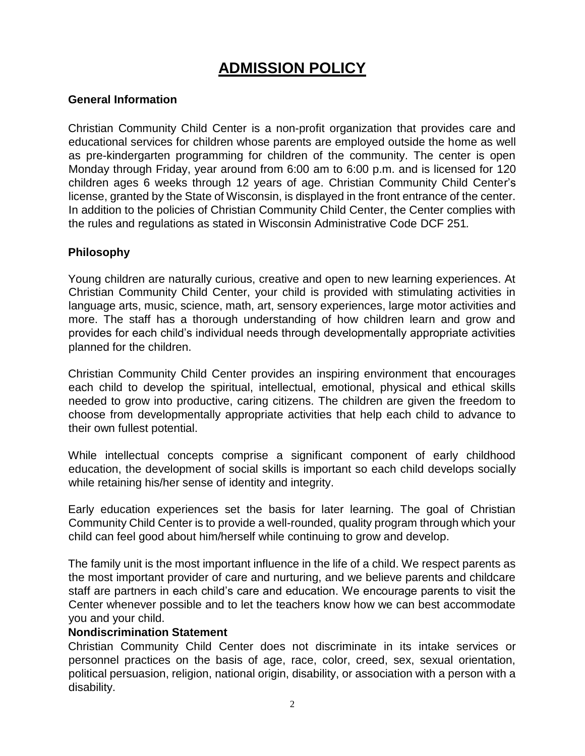# ADMISSION POLICY

### General Information

Christian Community Child Center is a non-profit organization that provides care and educational services for children whose parents are employed outside the home as well as pre-kindergarten programming for children of the community. The center is open Monday through Friday, year around from 6:00 am to 6:00 p.m. and is licensed for 120 children ages 6 weeks through 12 years of age. Christian Community Child Center's license, granted by the State of Wisconsin, is displayed in the front entrance of the center. In addition to the policies of Christian Community Child Center, the Center complies with the rules and regulations as stated in Wisconsin Administrative Code DCF 251.

### Philosophy

Young children are naturally curious, creative and open to new learning experiences. At Christian Community Child Center, your child is provided with stimulating activities in language arts, music, science, math, art, sensory experiences, large motor activities and more. The staff has a thorough understanding of how children learn and grow and provides for each child's individual needs through developmentally appropriate activities planned for the children.

Christian Community Child Center provides an inspiring environment that encourages each child to develop the spiritual, intellectual, emotional, physical and ethical skills needed to grow into productive, caring citizens. The children are given the freedom to choose from developmentally appropriate activities that help each child to advance to their own fullest potential.

While intellectual concepts comprise a significant component of early childhood education, the development of social skills is important so each child develops socially while retaining his/her sense of identity and integrity.

Early education experiences set the basis for later learning. The goal of Christian Community Child Center is to provide a well-rounded, quality program through which your child can feel good about him/herself while continuing to grow and develop.

The family unit is the most important influence in the life of a child. We respect parents as the most important provider of care and nurturing, and we believe parents and childcare staff are partners in each child's care and education. We encourage parents to visit the Center whenever possible and to let the teachers know how we can best accommodate you and your child.

### Nondiscrimination Statement

Christian Community Child Center does not discriminate in its intake services or personnel practices on the basis of age, race, color, creed, sex, sexual orientation, political persuasion, religion, national origin, disability, or association with a person with a disability.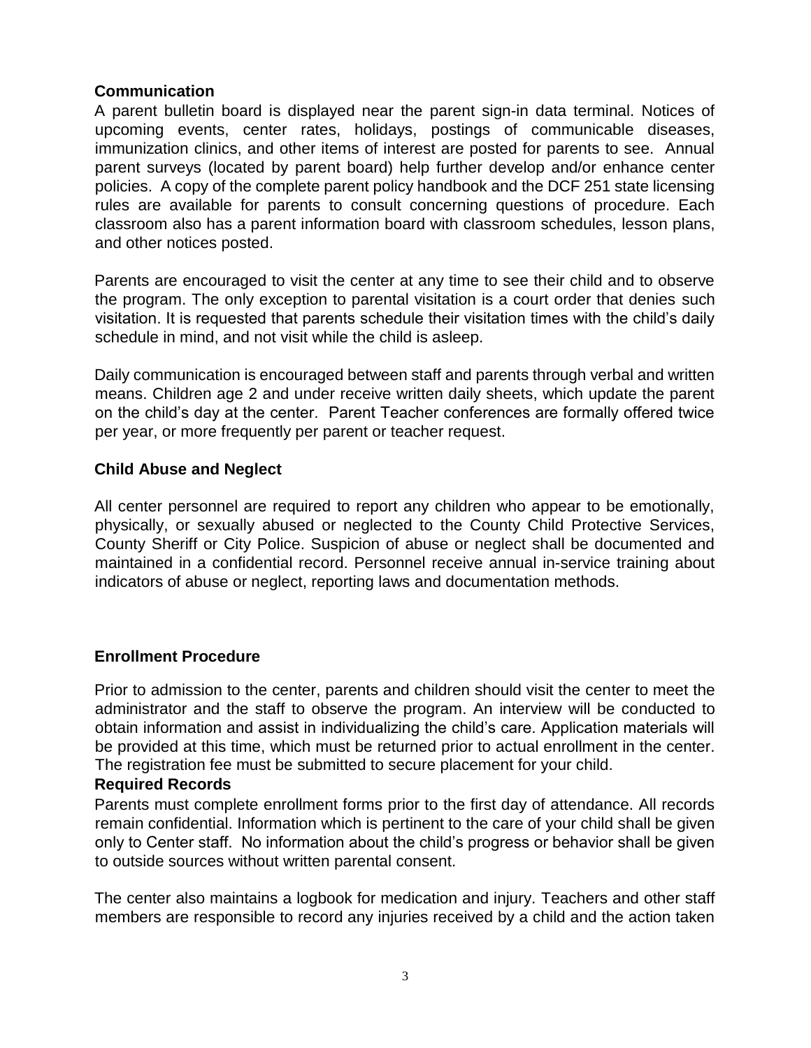**Communication**

A parent bulletin board is displayed near the parent sign-in data terminal. Notices of upcoming events, center rates, holidays, postings of communicable diseases, immunization clinics, and other items of interest are posted for parents to see. Annual parent surveys (located by parent board) help further develop and/or enhance center policies. A copy of the complete parent policy handbook and the DCF 251 state licensing rules are available for parents to consult concerning questions of procedure. Each classroom also has a parent information board with classroom schedules, lesson plans, and other notices posted.

Parents are encouraged to visit the center at any time to see their child and to observe the program. The only exception to parental visitation is a court order that denies such visitation. It is requested that parents schedule their visitation times with the child's daily schedule in mind, and not visit while the child is asleep.

Daily communication is encouraged between staff and parents through verbal and written means. Children age 2 and under receive written daily sheets, which update the parent on the child's day at the center. Parent Teacher conferences are formally offered twice per year, or more frequently per parent or teacher request.

**Child Abuse and Neglect**

All center personnel are required to report any children who appear to be emotionally, physically, or sexually abused or neglected to the County Child Protective Services, County Sheriff or City Police. Suspicion of abuse or neglect shall be documented and maintained in a confidential record. Personnel receive annual in-service training about indicators of abuse or neglect, reporting laws and documentation methods.

**Enrollment Procedure**

Prior to admission to the center, parents and children should visit the center to meet the administrator and the staff to observe the program. An interview will be conducted to obtain information and assist in individualizing the child's care. Application materials will be provided at this time, which must be returned prior to actual enrollment in the center. The registration fee must be submitted to secure placement for your child.

**Required Records**

Parents must complete enrollment forms prior to the first day of attendance. All records remain confidential. Information which is pertinent to the care of your child shall be given only to Center staff. No information about the child's progress or behavior shall be given to outside sources without written parental consent.

The center also maintains a logbook for medication and injury. Teachers and other staff members are responsible to record any injuries received by a child and the action taken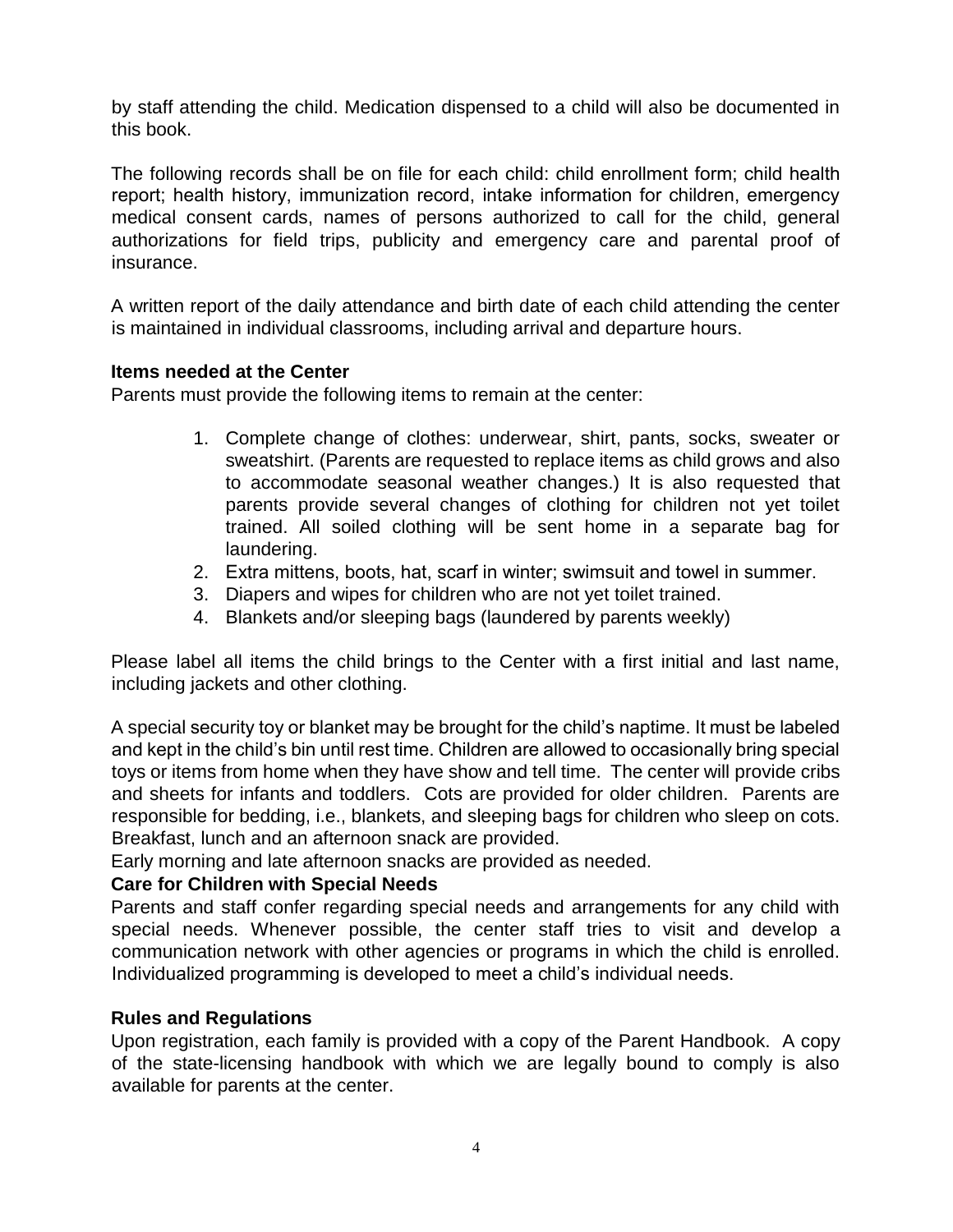by staff attending the child. Medication dispensed to a child will also be documented in this book.

The following records shall be on file for each child: child enrollment form; child health report; health history, immunization record, intake information for children, emergency medical consent cards, names of persons authorized to call for the child, general authorizations for field trips, publicity and emergency care and parental proof of insurance.

A written report of the daily attendance and birth date of each child attending the center is maintained in individual classrooms, including arrival and departure hours.

**Items needed at the Center**

Parents must provide the following items to remain at the center:

1. Complete change of clothes: underwear, shirt, pants, socks, sweater or sweatshirt. (Parents are requested to replace items as child grows and also to accommodate seasonal weather changes.) It is also requested that parents provide several changes of clothing for children not yet toilet trained. All soiled clothing will be sent home in a separate bag for laundering.
2. Extra mittens, boots, hat, scarf in winter; swimsuit and towel in summer.
3. Diapers and wipes for children who are not yet toilet trained.
4. Blankets and/or sleeping bags (laundered by parents weekly)

Please label all items the child brings to the Center with a first initial and last name, including jackets and other clothing.

A special security toy or blanket may be brought for the child's naptime. It must be labeled and kept in the child's bin until rest time. Children are allowed to occasionally bring special toys or items from home when they have show and tell time. The center will provide cribs and sheets for infants and toddlers. Cots are provided for older children. Parents are responsible for bedding, i.e., blankets, and sleeping bags for children who sleep on cots. Breakfast, lunch and an afternoon snack are provided.

Early morning and late afternoon snacks are provided as needed.

**Care for Children with Special Needs**

Parents and staff confer regarding special needs and arrangements for any child with special needs. Whenever possible, the center staff tries to visit and develop a communication network with other agencies or programs in which the child is enrolled. Individualized programming is developed to meet a child's individual needs.

**Rules and Regulations**

Upon registration, each family is provided with a copy of the Parent Handbook. A copy of the state-licensing handbook with which we are legally bound to comply is also available for parents at the center.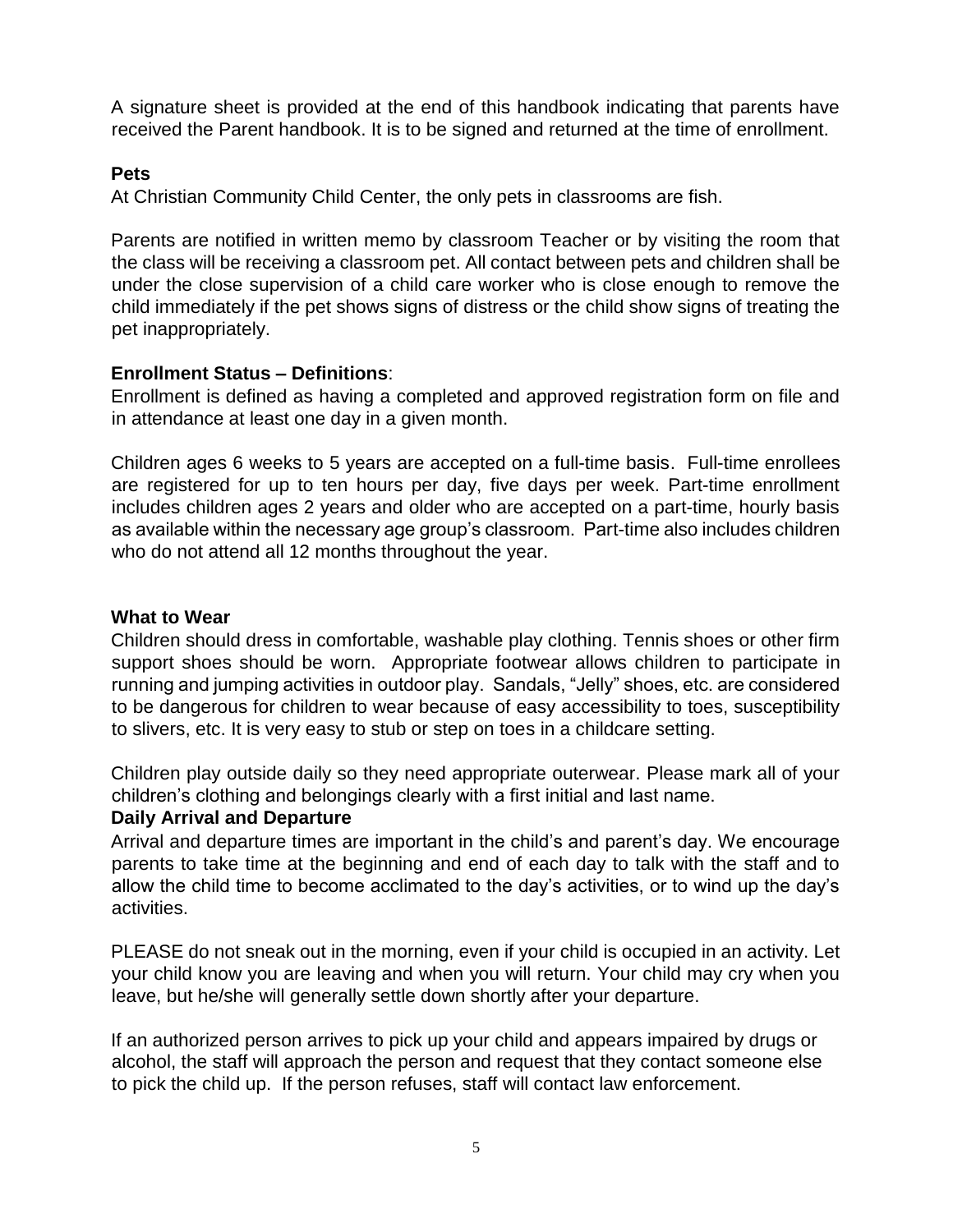A signature sheet is provided at the end of this handbook indicating that parents have received the Parent handbook. It is to be signed and returned at the time of enrollment.

**Pets**

At Christian Community Child Center, the only pets in classrooms are fish.

Parents are notified in written memo by classroom Teacher or by visiting the room that the class will be receiving a classroom pet. All contact between pets and children shall be under the close supervision of a child care worker who is close enough to remove the child immediately if the pet shows signs of distress or the child show signs of treating the pet inappropriately.

**Enrollment Status – Definitions**:

Enrollment is defined as having a completed and approved registration form on file and in attendance at least one day in a given month.

Children ages 6 weeks to 5 years are accepted on a full-time basis. Full-time enrollees are registered for up to ten hours per day, five days per week. Part-time enrollment includes children ages 2 years and older who are accepted on a part-time, hourly basis as available within the necessary age group's classroom. Part-time also includes children who do not attend all 12 months throughout the year.

**What to Wear**

Children should dress in comfortable, washable play clothing. Tennis shoes or other firm support shoes should be worn. Appropriate footwear allows children to participate in running and jumping activities in outdoor play. Sandals, "Jelly" shoes, etc. are considered to be dangerous for children to wear because of easy accessibility to toes, susceptibility to slivers, etc. It is very easy to stub or step on toes in a childcare setting.

Children play outside daily so they need appropriate outerwear. Please mark all of your children's clothing and belongings clearly with a first initial and last name.

**Daily Arrival and Departure**

Arrival and departure times are important in the child's and parent's day. We encourage parents to take time at the beginning and end of each day to talk with the staff and to allow the child time to become acclimated to the day's activities, or to wind up the day's activities.

PLEASE do not sneak out in the morning, even if your child is occupied in an activity. Let your child know you are leaving and when you will return. Your child may cry when you leave, but he/she will generally settle down shortly after your departure.

If an authorized person arrives to pick up your child and appears impaired by drugs or alcohol, the staff will approach the person and request that they contact someone else to pick the child up. If the person refuses, staff will contact law enforcement.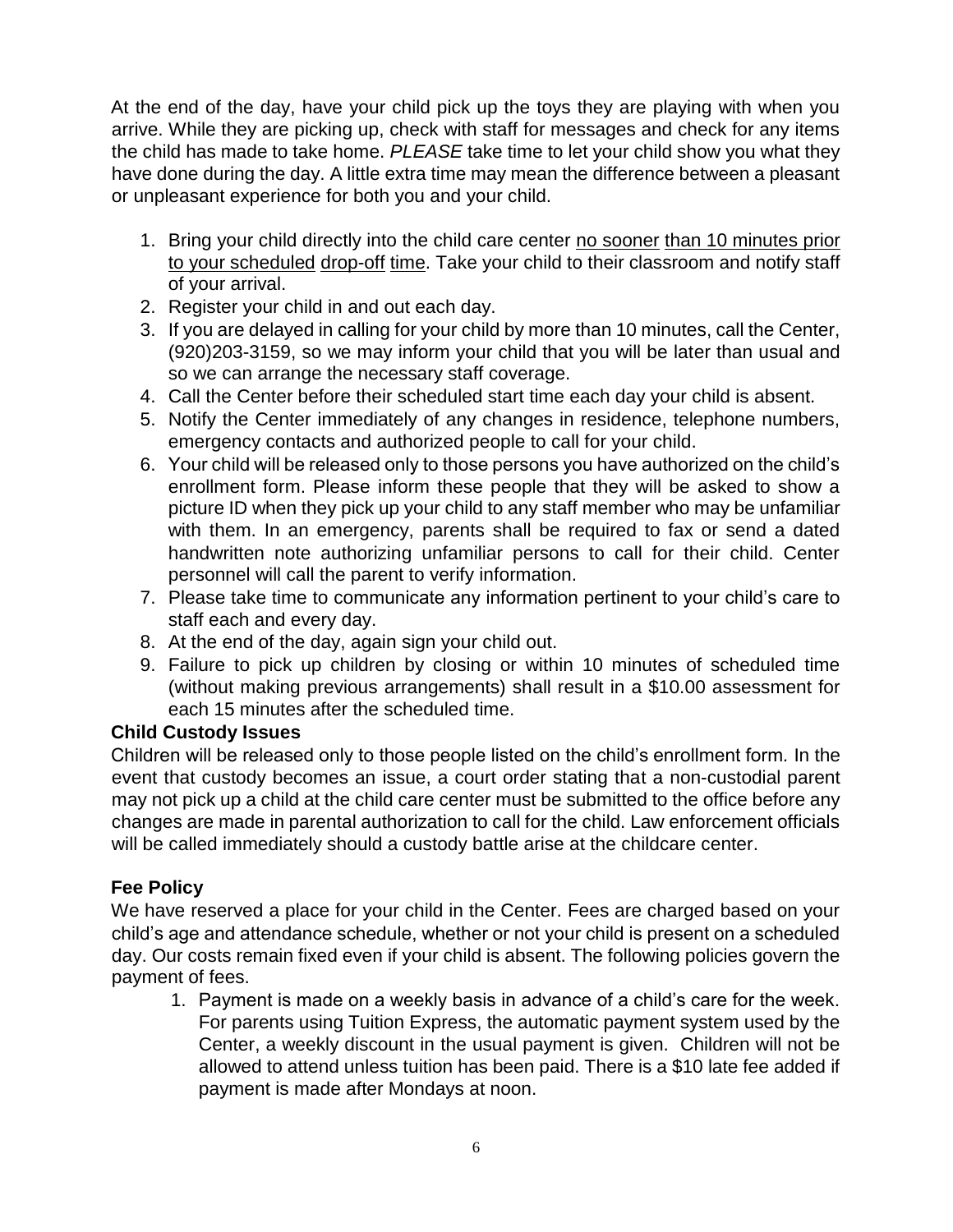At the end of the day, have your child pick up the toys they are playing with when you arrive. While they are picking up, check with staff for messages and check for any items the child has made to take home. *PLEASE* take time to let your child show you what they have done during the day. A little extra time may mean the difference between a pleasant or unpleasant experience for both you and your child.

1. Bring your child directly into the child care center no sooner than 10 minutes prior to your scheduled drop-off time. Take your child to their classroom and notify staff of your arrival.
2. Register your child in and out each day.
3. If you are delayed in calling for your child by more than 10 minutes, call the Center, (920)203-3159, so we may inform your child that you will be later than usual and so we can arrange the necessary staff coverage.
4. Call the Center before their scheduled start time each day your child is absent.
5. Notify the Center immediately of any changes in residence, telephone numbers, emergency contacts and authorized people to call for your child.
6. Your child will be released only to those persons you have authorized on the child's enrollment form. Please inform these people that they will be asked to show a picture ID when they pick up your child to any staff member who may be unfamiliar with them. In an emergency, parents shall be required to fax or send a dated handwritten note authorizing unfamiliar persons to call for their child. Center personnel will call the parent to verify information.
7. Please take time to communicate any information pertinent to your child's care to staff each and every day.
8. At the end of the day, again sign your child out.
9. Failure to pick up children by closing or within 10 minutes of scheduled time (without making previous arrangements) shall result in a $10.00 assessment for each 15 minutes after the scheduled time.

**Child Custody Issues**

Children will be released only to those people listed on the child's enrollment form. In the event that custody becomes an issue, a court order stating that a non-custodial parent may not pick up a child at the child care center must be submitted to the office before any changes are made in parental authorization to call for the child. Law enforcement officials will be called immediately should a custody battle arise at the childcare center.

**Fee Policy**

We have reserved a place for your child in the Center. Fees are charged based on your child's age and attendance schedule, whether or not your child is present on a scheduled day. Our costs remain fixed even if your child is absent. The following policies govern the payment of fees.

1. Payment is made on a weekly basis in advance of a child's care for the week. For parents using Tuition Express, the automatic payment system used by the Center, a weekly discount in the usual payment is given. Children will not be allowed to attend unless tuition has been paid. There is a $10 late fee added if payment is made after Mondays at noon.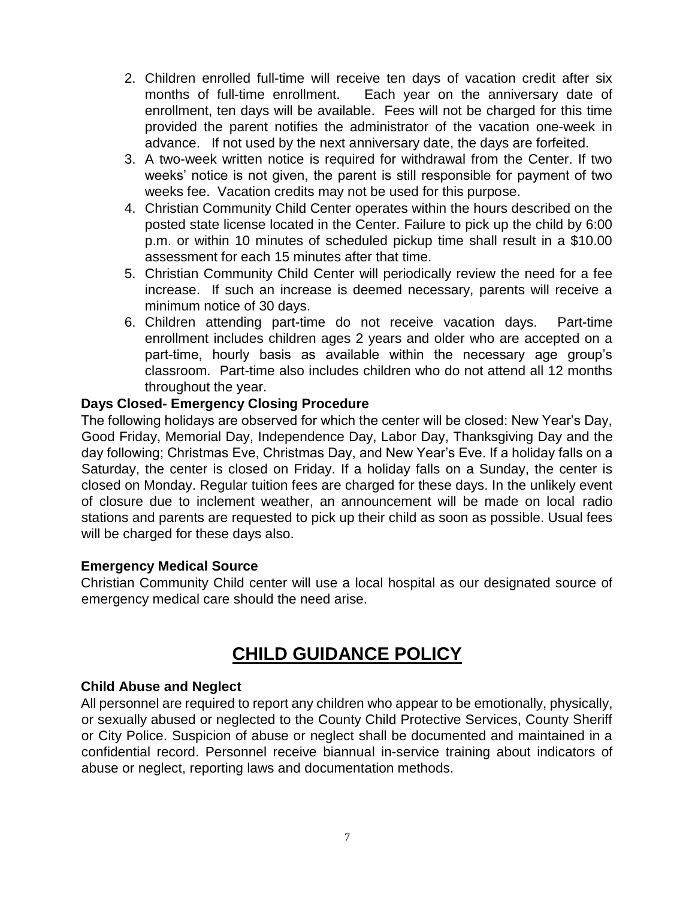2. Children enrolled full-time will receive ten days of vacation credit after six months of full-time enrollment. Each year on the anniversary date of enrollment, ten days will be available. Fees will not be charged for this time provided the parent notifies the administrator of the vacation one-week in advance. If not used by the next anniversary date, the days are forfeited.
3. A two-week written notice is required for withdrawal from the Center. If two weeks' notice is not given, the parent is still responsible for payment of two weeks fee. Vacation credits may not be used for this purpose.
4. Christian Community Child Center operates within the hours described on the posted state license located in the Center. Failure to pick up the child by 6:00 p.m. or within 10 minutes of scheduled pickup time shall result in a $10.00 assessment for each 15 minutes after that time.
5. Christian Community Child Center will periodically review the need for a fee increase. If such an increase is deemed necessary, parents will receive a minimum notice of 30 days.
6. Children attending part-time do not receive vacation days. Part-time enrollment includes children ages 2 years and older who are accepted on a part-time, hourly basis as available within the necessary age group's classroom. Part-time also includes children who do not attend all 12 months throughout the year.

### Days Closed- Emergency Closing Procedure

The following holidays are observed for which the center will be closed: New Year's Day, Good Friday, Memorial Day, Independence Day, Labor Day, Thanksgiving Day and the day following; Christmas Eve, Christmas Day, and New Year's Eve. If a holiday falls on a Saturday, the center is closed on Friday. If a holiday falls on a Sunday, the center is closed on Monday. Regular tuition fees are charged for these days. In the unlikely event of closure due to inclement weather, an announcement will be made on local radio stations and parents are requested to pick up their child as soon as possible. Usual fees will be charged for these days also.

### Emergency Medical Source

Christian Community Child center will use a local hospital as our designated source of emergency medical care should the need arise.

## CHILD GUIDANCE POLICY

### Child Abuse and Neglect

All personnel are required to report any children who appear to be emotionally, physically, or sexually abused or neglected to the County Child Protective Services, County Sheriff or City Police. Suspicion of abuse or neglect shall be documented and maintained in a confidential record. Personnel receive biannual in-service training about indicators of abuse or neglect, reporting laws and documentation methods.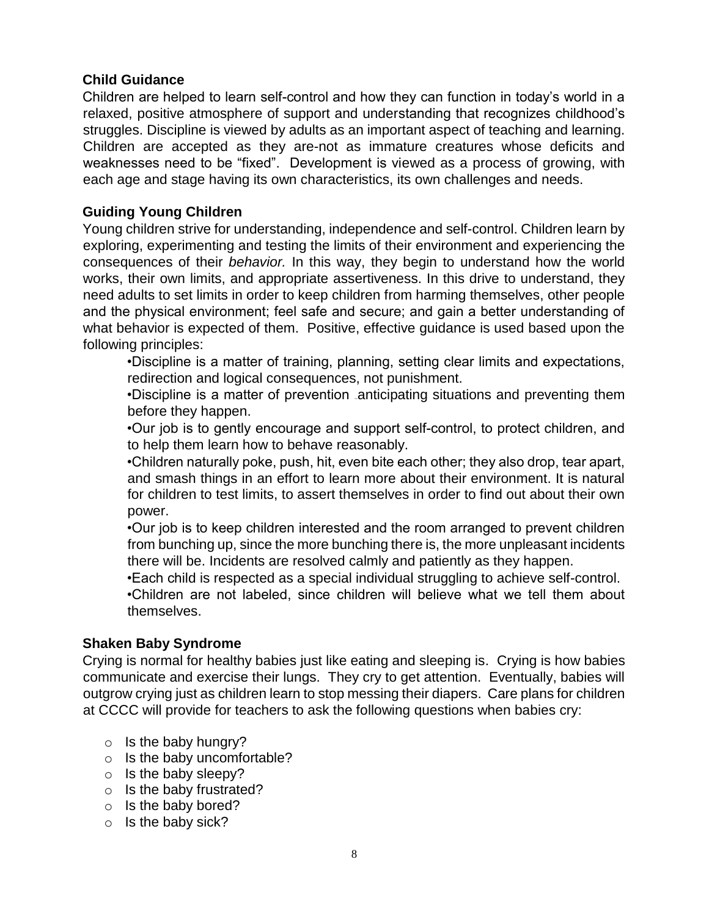**Child Guidance**

Children are helped to learn self-control and how they can function in today's world in a relaxed, positive atmosphere of support and understanding that recognizes childhood's struggles. Discipline is viewed by adults as an important aspect of teaching and learning. Children are accepted as they are-not as immature creatures whose deficits and weaknesses need to be "fixed". Development is viewed as a process of growing, with each age and stage having its own characteristics, its own challenges and needs.

**Guiding Young Children**

Young children strive for understanding, independence and self-control. Children learn by exploring, experimenting and testing the limits of their environment and experiencing the consequences of their *behavior.* In this way, they begin to understand how the world works, their own limits, and appropriate assertiveness. In this drive to understand, they need adults to set limits in order to keep children from harming themselves, other people and the physical environment; feel safe and secure; and gain a better understanding of what behavior is expected of them. Positive, effective guidance is used based upon the following principles:

- Discipline is a matter of training, planning, setting clear limits and expectations, redirection and logical consequences, not punishment.
- Discipline is a matter of prevention anticipating situations and preventing them before they happen.
- Our job is to gently encourage and support self-control, to protect children, and to help them learn how to behave reasonably.
- Children naturally poke, push, hit, even bite each other; they also drop, tear apart, and smash things in an effort to learn more about their environment. It is natural for children to test limits, to assert themselves in order to find out about their own power.
- Our job is to keep children interested and the room arranged to prevent children from bunching up, since the more bunching there is, the more unpleasant incidents there will be. Incidents are resolved calmly and patiently as they happen.
- Each child is respected as a special individual struggling to achieve self-control.
- Children are not labeled, since children will believe what we tell them about themselves.

**Shaken Baby Syndrome**

Crying is normal for healthy babies just like eating and sleeping is. Crying is how babies communicate and exercise their lungs. They cry to get attention. Eventually, babies will outgrow crying just as children learn to stop messing their diapers. Care plans for children at CCCC will provide for teachers to ask the following questions when babies cry:

- Is the baby hungry?
- Is the baby uncomfortable?
- Is the baby sleepy?
- Is the baby frustrated?
- Is the baby bored?
- Is the baby sick?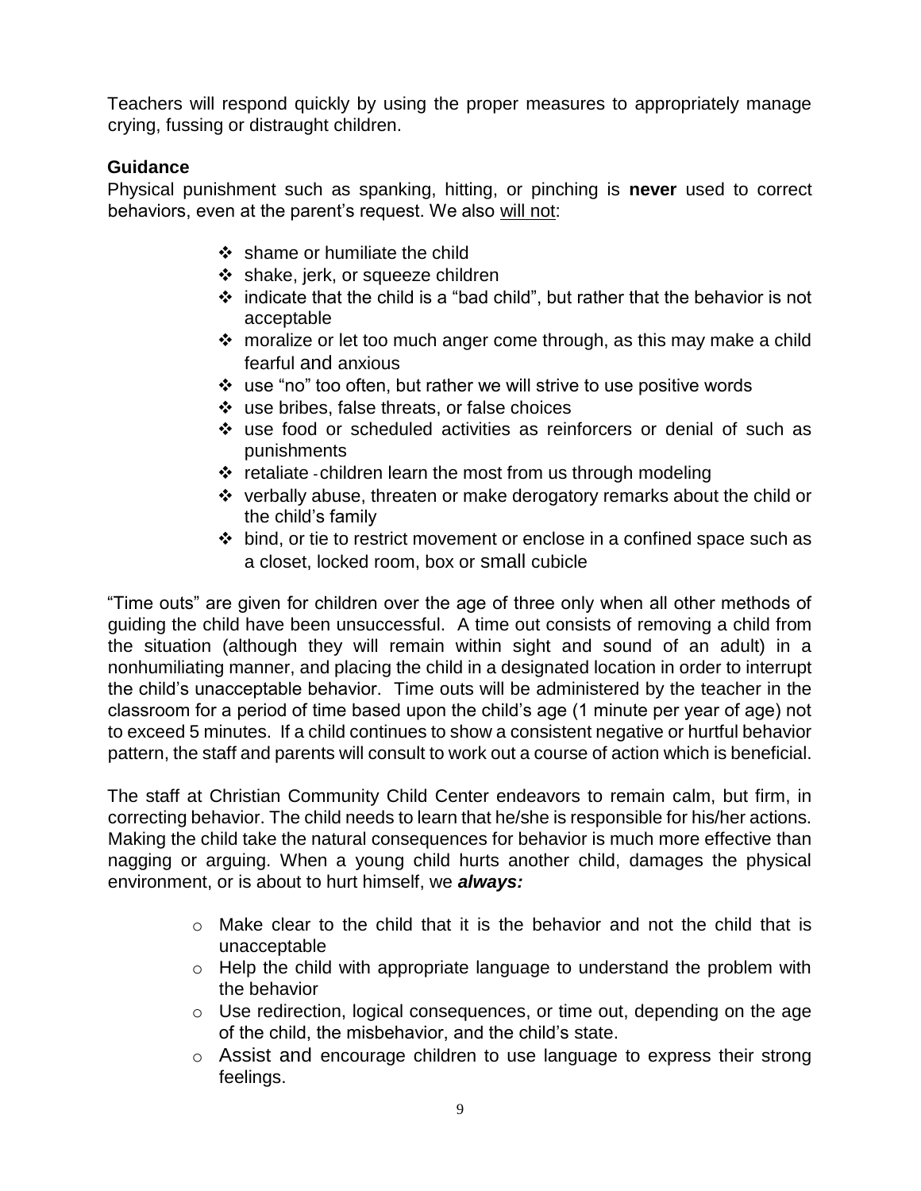Teachers will respond quickly by using the proper measures to appropriately manage crying, fussing or distraught children.

### Guidance

Physical punishment such as spanking, hitting, or pinching is **never** used to correct behaviors, even at the parent's request. We also <u>will not</u>:

- shame or humiliate the child
- shake, jerk, or squeeze children
- indicate that the child is a "bad child", but rather that the behavior is not acceptable
- moralize or let too much anger come through, as this may make a child fearful and anxious
- use "no" too often, but rather we will strive to use positive words
- use bribes, false threats, or false choices
- use food or scheduled activities as reinforcers or denial of such as punishments
- retaliate - children learn the most from us through modeling
- verbally abuse, threaten or make derogatory remarks about the child or the child's family
- bind, or tie to restrict movement or enclose in a confined space such as a closet, locked room, box or small cubicle

"Time outs" are given for children over the age of three only when all other methods of guiding the child have been unsuccessful. A time out consists of removing a child from the situation (although they will remain within sight and sound of an adult) in a nonhumiliating manner, and placing the child in a designated location in order to interrupt the child's unacceptable behavior. Time outs will be administered by the teacher in the classroom for a period of time based upon the child's age (1 minute per year of age) not to exceed 5 minutes. If a child continues to show a consistent negative or hurtful behavior pattern, the staff and parents will consult to work out a course of action which is beneficial.

The staff at Christian Community Child Center endeavors to remain calm, but firm, in correcting behavior. The child needs to learn that he/she is responsible for his/her actions. Making the child take the natural consequences for behavior is much more effective than nagging or arguing. When a young child hurts another child, damages the physical environment, or is about to hurt himself, we ***always:***

- Make clear to the child that it is the behavior and not the child that is unacceptable
- Help the child with appropriate language to understand the problem with the behavior
- Use redirection, logical consequences, or time out, depending on the age of the child, the misbehavior, and the child's state.
- Assist and encourage children to use language to express their strong feelings.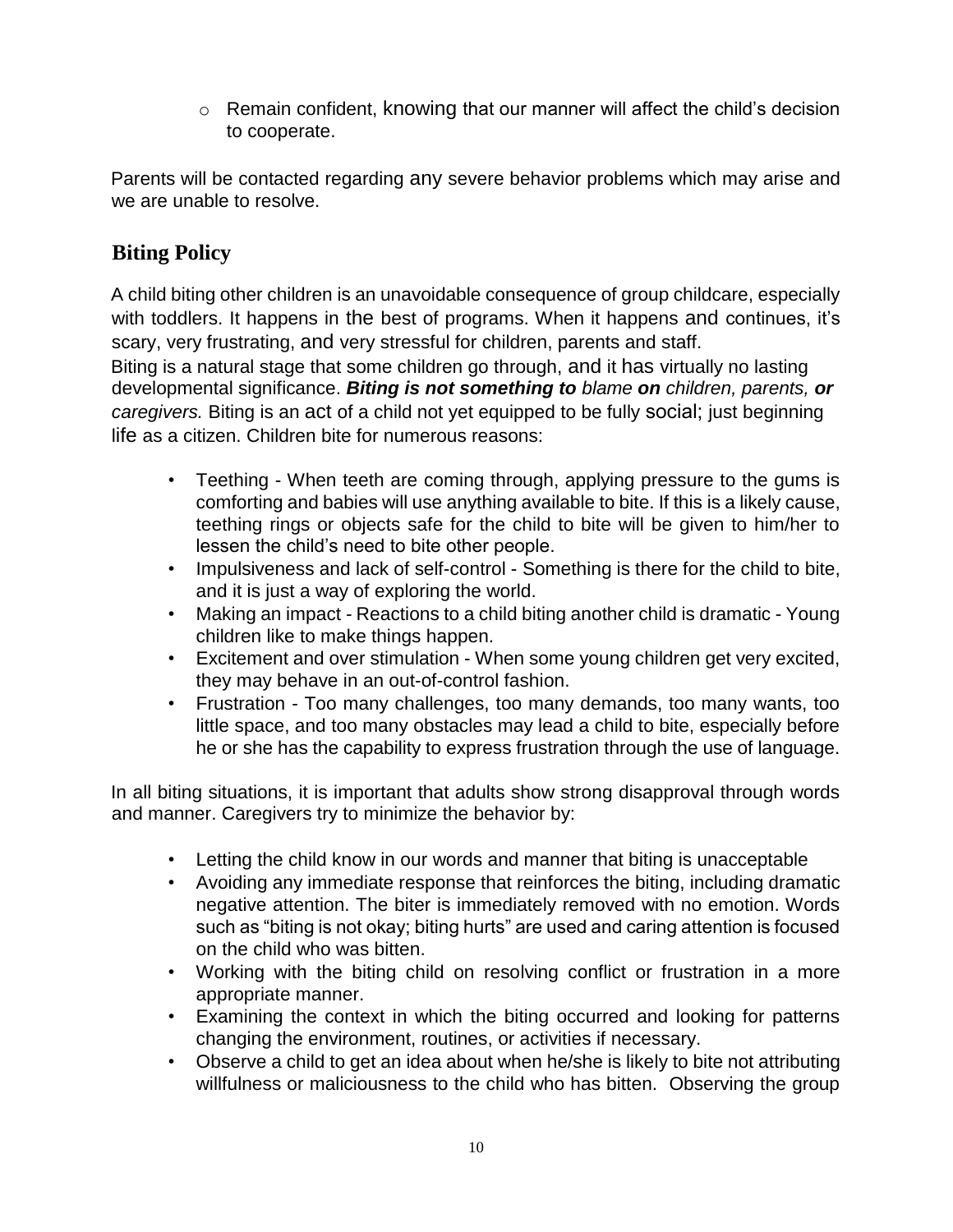- Remain confident, knowing that our manner will affect the child's decision to cooperate.

Parents will be contacted regarding any severe behavior problems which may arise and we are unable to resolve.

## Biting Policy

A child biting other children is an unavoidable consequence of group childcare, especially with toddlers. It happens in the best of programs. When it happens and continues, it's scary, very frustrating, and very stressful for children, parents and staff.
Biting is a natural stage that some children go through, and it has virtually no lasting developmental significance. ***Biting is not something to** blame **on** children, parents, **or** caregivers.* Biting is an act of a child not yet equipped to be fully social; just beginning life as a citizen. Children bite for numerous reasons:

- Teething - When teeth are coming through, applying pressure to the gums is comforting and babies will use anything available to bite. If this is a likely cause, teething rings or objects safe for the child to bite will be given to him/her to lessen the child's need to bite other people.
- Impulsiveness and lack of self-control - Something is there for the child to bite, and it is just a way of exploring the world.
- Making an impact - Reactions to a child biting another child is dramatic - Young children like to make things happen.
- Excitement and over stimulation - When some young children get very excited, they may behave in an out-of-control fashion.
- Frustration - Too many challenges, too many demands, too many wants, too little space, and too many obstacles may lead a child to bite, especially before he or she has the capability to express frustration through the use of language.

In all biting situations, it is important that adults show strong disapproval through words and manner. Caregivers try to minimize the behavior by:

- Letting the child know in our words and manner that biting is unacceptable
- Avoiding any immediate response that reinforces the biting, including dramatic negative attention. The biter is immediately removed with no emotion. Words such as "biting is not okay; biting hurts" are used and caring attention is focused on the child who was bitten.
- Working with the biting child on resolving conflict or frustration in a more appropriate manner.
- Examining the context in which the biting occurred and looking for patterns changing the environment, routines, or activities if necessary.
- Observe a child to get an idea about when he/she is likely to bite not attributing willfulness or maliciousness to the child who has bitten. Observing the group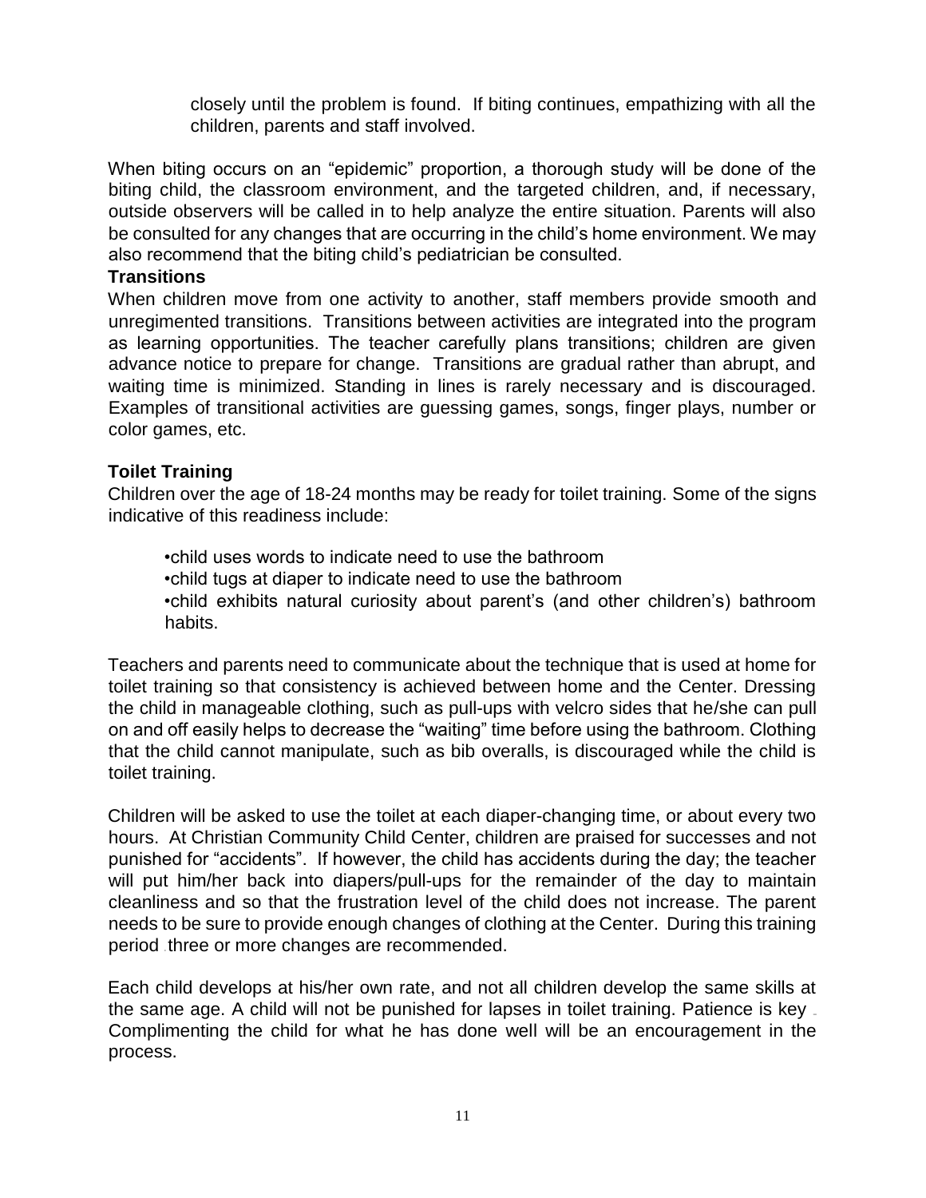closely until the problem is found. If biting continues, empathizing with all the children, parents and staff involved.

When biting occurs on an "epidemic" proportion, a thorough study will be done of the biting child, the classroom environment, and the targeted children, and, if necessary, outside observers will be called in to help analyze the entire situation. Parents will also be consulted for any changes that are occurring in the child's home environment. We may also recommend that the biting child's pediatrician be consulted.

### Transitions

When children move from one activity to another, staff members provide smooth and unregimented transitions. Transitions between activities are integrated into the program as learning opportunities. The teacher carefully plans transitions; children are given advance notice to prepare for change. Transitions are gradual rather than abrupt, and waiting time is minimized. Standing in lines is rarely necessary and is discouraged. Examples of transitional activities are guessing games, songs, finger plays, number or color games, etc.

### Toilet Training

Children over the age of 18-24 months may be ready for toilet training. Some of the signs indicative of this readiness include:

- child uses words to indicate need to use the bathroom
- child tugs at diaper to indicate need to use the bathroom
- child exhibits natural curiosity about parent's (and other children's) bathroom habits.

Teachers and parents need to communicate about the technique that is used at home for toilet training so that consistency is achieved between home and the Center. Dressing the child in manageable clothing, such as pull-ups with velcro sides that he/she can pull on and off easily helps to decrease the "waiting" time before using the bathroom. Clothing that the child cannot manipulate, such as bib overalls, is discouraged while the child is toilet training.

Children will be asked to use the toilet at each diaper-changing time, or about every two hours. At Christian Community Child Center, children are praised for successes and not punished for "accidents". If however, the child has accidents during the day; the teacher will put him/her back into diapers/pull-ups for the remainder of the day to maintain cleanliness and so that the frustration level of the child does not increase. The parent needs to be sure to provide enough changes of clothing at the Center. During this training period three or more changes are recommended.

Each child develops at his/her own rate, and not all children develop the same skills at the same age. A child will not be punished for lapses in toilet training. Patience is key. Complimenting the child for what he has done well will be an encouragement in the process.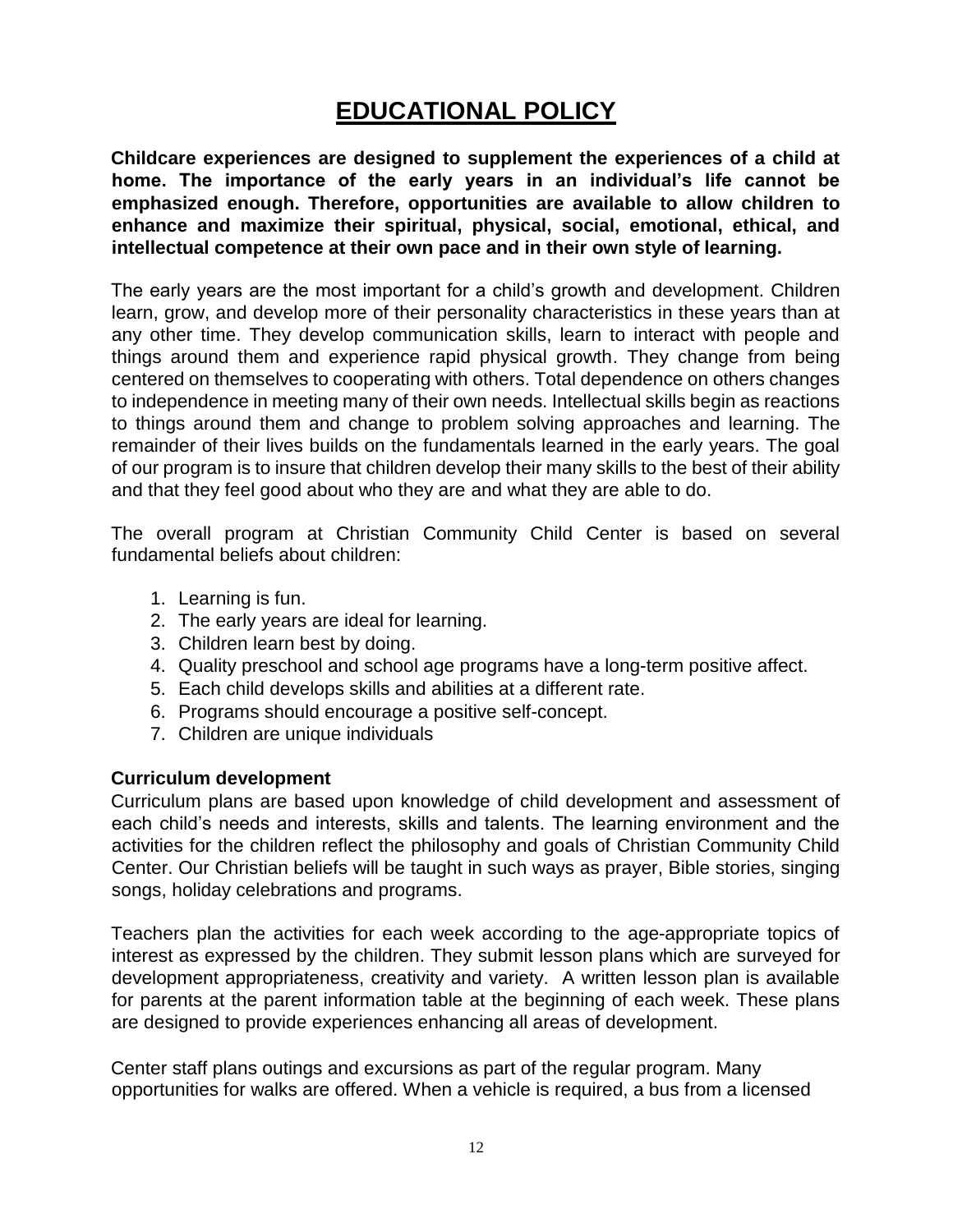# EDUCATIONAL POLICY

**Childcare experiences are designed to supplement the experiences of a child at home. The importance of the early years in an individual's life cannot be emphasized enough. Therefore, opportunities are available to allow children to enhance and maximize their spiritual, physical, social, emotional, ethical, and intellectual competence at their own pace and in their own style of learning.**

The early years are the most important for a child's growth and development. Children learn, grow, and develop more of their personality characteristics in these years than at any other time. They develop communication skills, learn to interact with people and things around them and experience rapid physical growth. They change from being centered on themselves to cooperating with others. Total dependence on others changes to independence in meeting many of their own needs. Intellectual skills begin as reactions to things around them and change to problem solving approaches and learning. The remainder of their lives builds on the fundamentals learned in the early years. The goal of our program is to insure that children develop their many skills to the best of their ability and that they feel good about who they are and what they are able to do.

The overall program at Christian Community Child Center is based on several fundamental beliefs about children:

1. Learning is fun.
2. The early years are ideal for learning.
3. Children learn best by doing.
4. Quality preschool and school age programs have a long-term positive affect.
5. Each child develops skills and abilities at a different rate.
6. Programs should encourage a positive self-concept.
7. Children are unique individuals

**Curriculum development**

Curriculum plans are based upon knowledge of child development and assessment of each child's needs and interests, skills and talents. The learning environment and the activities for the children reflect the philosophy and goals of Christian Community Child Center. Our Christian beliefs will be taught in such ways as prayer, Bible stories, singing songs, holiday celebrations and programs.

Teachers plan the activities for each week according to the age-appropriate topics of interest as expressed by the children. They submit lesson plans which are surveyed for development appropriateness, creativity and variety. A written lesson plan is available for parents at the parent information table at the beginning of each week. These plans are designed to provide experiences enhancing all areas of development.

Center staff plans outings and excursions as part of the regular program. Many opportunities for walks are offered. When a vehicle is required, a bus from a licensed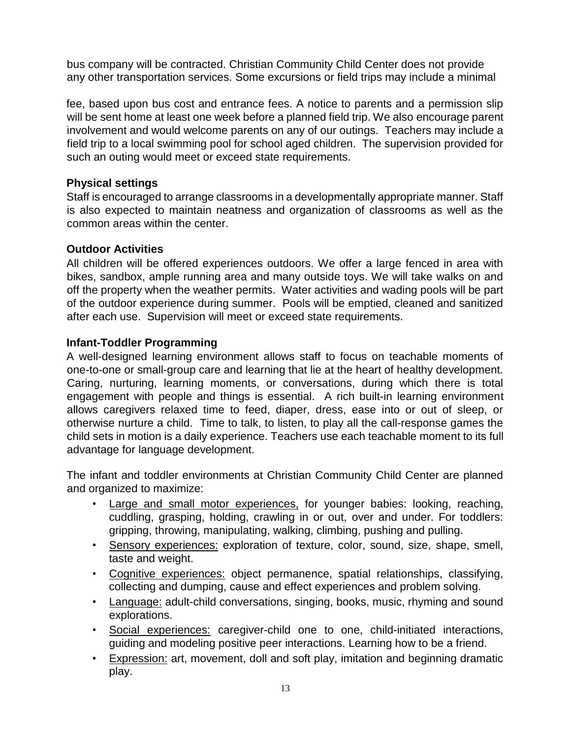bus company will be contracted. Christian Community Child Center does not provide any other transportation services. Some excursions or field trips may include a minimal

fee, based upon bus cost and entrance fees. A notice to parents and a permission slip will be sent home at least one week before a planned field trip. We also encourage parent involvement and would welcome parents on any of our outings. Teachers may include a field trip to a local swimming pool for school aged children. The supervision provided for such an outing would meet or exceed state requirements.

**Physical settings**

Staff is encouraged to arrange classrooms in a developmentally appropriate manner. Staff is also expected to maintain neatness and organization of classrooms as well as the common areas within the center.

**Outdoor Activities**

All children will be offered experiences outdoors. We offer a large fenced in area with bikes, sandbox, ample running area and many outside toys. We will take walks on and off the property when the weather permits. Water activities and wading pools will be part of the outdoor experience during summer. Pools will be emptied, cleaned and sanitized after each use. Supervision will meet or exceed state requirements.

**Infant-Toddler Programming**

A well-designed learning environment allows staff to focus on teachable moments of one-to-one or small-group care and learning that lie at the heart of healthy development. Caring, nurturing, learning moments, or conversations, during which there is total engagement with people and things is essential. A rich built-in learning environment allows caregivers relaxed time to feed, diaper, dress, ease into or out of sleep, or otherwise nurture a child. Time to talk, to listen, to play all the call-response games the child sets in motion is a daily experience. Teachers use each teachable moment to its full advantage for language development.

The infant and toddler environments at Christian Community Child Center are planned and organized to maximize:

- Large and small motor experiences, for younger babies: looking, reaching, cuddling, grasping, holding, crawling in or out, over and under. For toddlers: gripping, throwing, manipulating, walking, climbing, pushing and pulling.
- Sensory experiences: exploration of texture, color, sound, size, shape, smell, taste and weight.
- Cognitive experiences: object permanence, spatial relationships, classifying, collecting and dumping, cause and effect experiences and problem solving.
- Language: adult-child conversations, singing, books, music, rhyming and sound explorations.
- Social experiences: caregiver-child one to one, child-initiated interactions, guiding and modeling positive peer interactions. Learning how to be a friend.
- Expression: art, movement, doll and soft play, imitation and beginning dramatic play.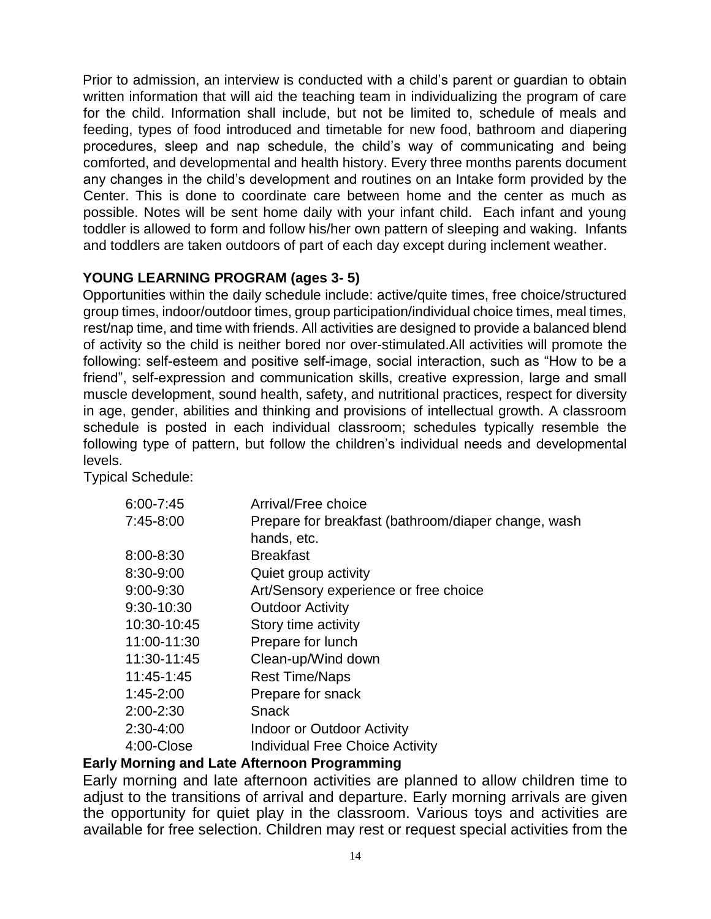Prior to admission, an interview is conducted with a child's parent or guardian to obtain written information that will aid the teaching team in individualizing the program of care for the child. Information shall include, but not be limited to, schedule of meals and feeding, types of food introduced and timetable for new food, bathroom and diapering procedures, sleep and nap schedule, the child's way of communicating and being comforted, and developmental and health history. Every three months parents document any changes in the child's development and routines on an Intake form provided by the Center. This is done to coordinate care between home and the center as much as possible. Notes will be sent home daily with your infant child. Each infant and young toddler is allowed to form and follow his/her own pattern of sleeping and waking. Infants and toddlers are taken outdoors of part of each day except during inclement weather.

**YOUNG LEARNING PROGRAM (ages 3- 5)**

Opportunities within the daily schedule include: active/quite times, free choice/structured group times, indoor/outdoor times, group participation/individual choice times, meal times, rest/nap time, and time with friends. All activities are designed to provide a balanced blend of activity so the child is neither bored nor over-stimulated.All activities will promote the following: self-esteem and positive self-image, social interaction, such as "How to be a friend", self-expression and communication skills, creative expression, large and small muscle development, sound health, safety, and nutritional practices, respect for diversity in age, gender, abilities and thinking and provisions of intellectual growth. A classroom schedule is posted in each individual classroom; schedules typically resemble the following type of pattern, but follow the children's individual needs and developmental levels.

Typical Schedule:

| | |
|---|---|
| 6:00-7:45 | Arrival/Free choice |
| 7:45-8:00 | Prepare for breakfast (bathroom/diaper change, wash hands, etc. |
| 8:00-8:30 | Breakfast |
| 8:30-9:00 | Quiet group activity |
| 9:00-9:30 | Art/Sensory experience or free choice |
| 9:30-10:30 | Outdoor Activity |
| 10:30-10:45 | Story time activity |
| 11:00-11:30 | Prepare for lunch |
| 11:30-11:45 | Clean-up/Wind down |
| 11:45-1:45 | Rest Time/Naps |
| 1:45-2:00 | Prepare for snack |
| 2:00-2:30 | Snack |
| 2:30-4:00 | Indoor or Outdoor Activity |
| 4:00-Close | Individual Free Choice Activity |

**Early Morning and Late Afternoon Programming**

Early morning and late afternoon activities are planned to allow children time to adjust to the transitions of arrival and departure. Early morning arrivals are given the opportunity for quiet play in the classroom. Various toys and activities are available for free selection. Children may rest or request special activities from the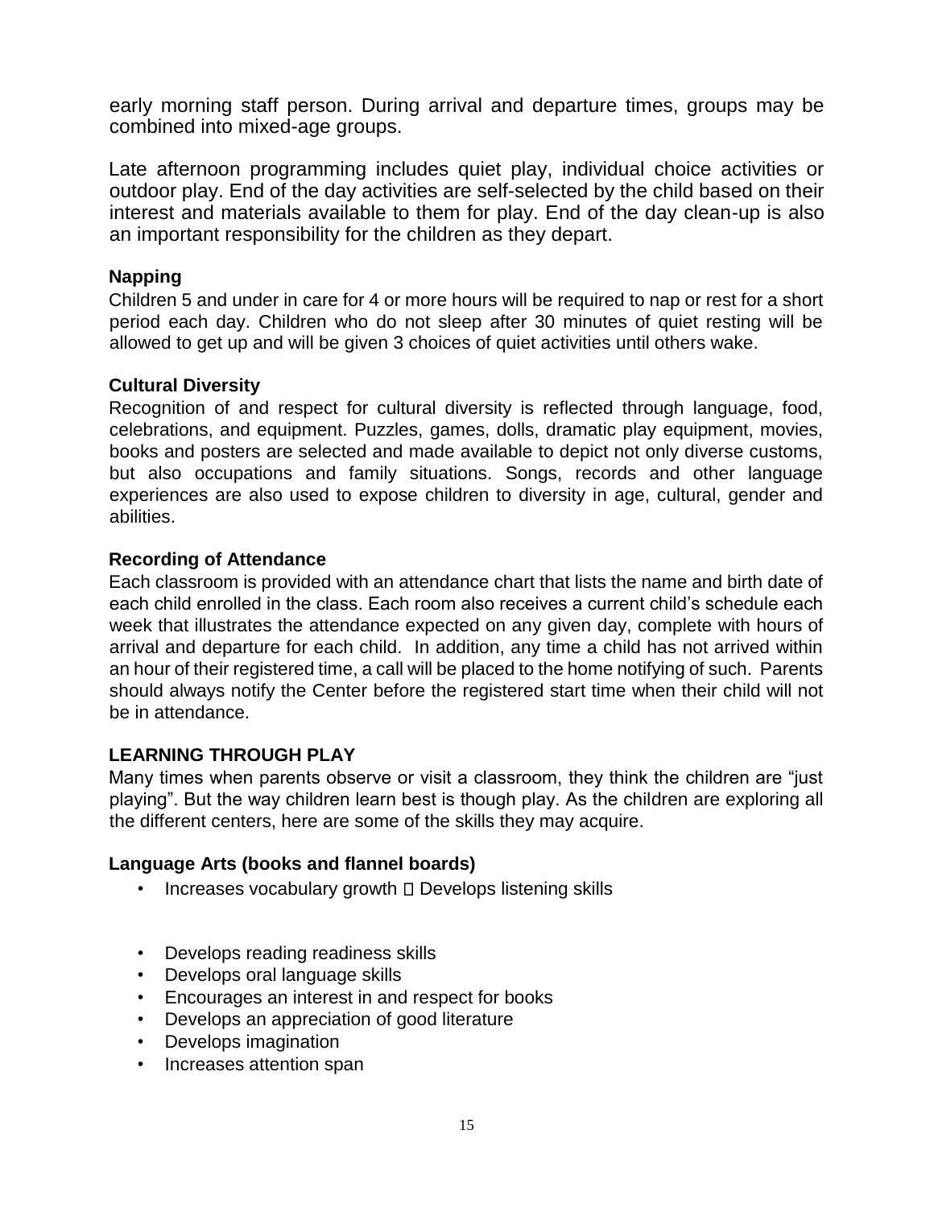early morning staff person. During arrival and departure times, groups may be combined into mixed-age groups.

Late afternoon programming includes quiet play, individual choice activities or outdoor play. End of the day activities are self-selected by the child based on their interest and materials available to them for play. End of the day clean-up is also an important responsibility for the children as they depart.

### Napping

Children 5 and under in care for 4 or more hours will be required to nap or rest for a short period each day. Children who do not sleep after 30 minutes of quiet resting will be allowed to get up and will be given 3 choices of quiet activities until others wake.

### Cultural Diversity

Recognition of and respect for cultural diversity is reflected through language, food, celebrations, and equipment. Puzzles, games, dolls, dramatic play equipment, movies, books and posters are selected and made available to depict not only diverse customs, but also occupations and family situations. Songs, records and other language experiences are also used to expose children to diversity in age, cultural, gender and abilities.

### Recording of Attendance

Each classroom is provided with an attendance chart that lists the name and birth date of each child enrolled in the class. Each room also receives a current child's schedule each week that illustrates the attendance expected on any given day, complete with hours of arrival and departure for each child. In addition, any time a child has not arrived within an hour of their registered time, a call will be placed to the home notifying of such. Parents should always notify the Center before the registered start time when their child will not be in attendance.

## LEARNING THROUGH PLAY

Many times when parents observe or visit a classroom, they think the children are "just playing". But the way children learn best is though play. As the children are exploring all the different centers, here are some of the skills they may acquire.

### Language Arts (books and flannel boards)

- Increases vocabulary growth  Develops listening skills
- Develops reading readiness skills
- Develops oral language skills
- Encourages an interest in and respect for books
- Develops an appreciation of good literature
- Develops imagination
- Increases attention span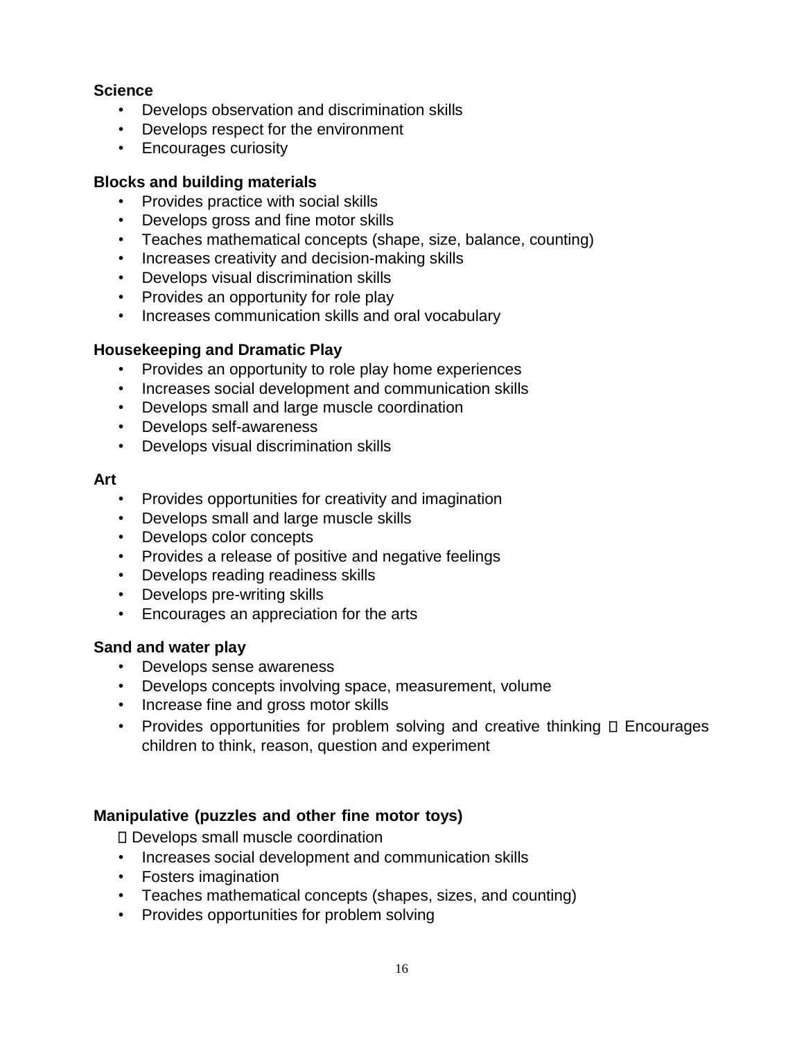**Science**

- Develops observation and discrimination skills
- Develops respect for the environment
- Encourages curiosity

**Blocks and building materials**

- Provides practice with social skills
- Develops gross and fine motor skills
- Teaches mathematical concepts (shape, size, balance, counting)
- Increases creativity and decision-making skills
- Develops visual discrimination skills
- Provides an opportunity for role play
- Increases communication skills and oral vocabulary

**Housekeeping and Dramatic Play**

- Provides an opportunity to role play home experiences
- Increases social development and communication skills
- Develops small and large muscle coordination
- Develops self-awareness
- Develops visual discrimination skills

**Art**

- Provides opportunities for creativity and imagination
- Develops small and large muscle skills
- Develops color concepts
- Provides a release of positive and negative feelings
- Develops reading readiness skills
- Develops pre-writing skills
- Encourages an appreciation for the arts

**Sand and water play**

- Develops sense awareness
- Develops concepts involving space, measurement, volume
- Increase fine and gross motor skills
- Provides opportunities for problem solving and creative thinking  Encourages children to think, reason, question and experiment

**Manipulative (puzzles and other fine motor toys)**

 Develops small muscle coordination

- Increases social development and communication skills
- Fosters imagination
- Teaches mathematical concepts (shapes, sizes, and counting)
- Provides opportunities for problem solving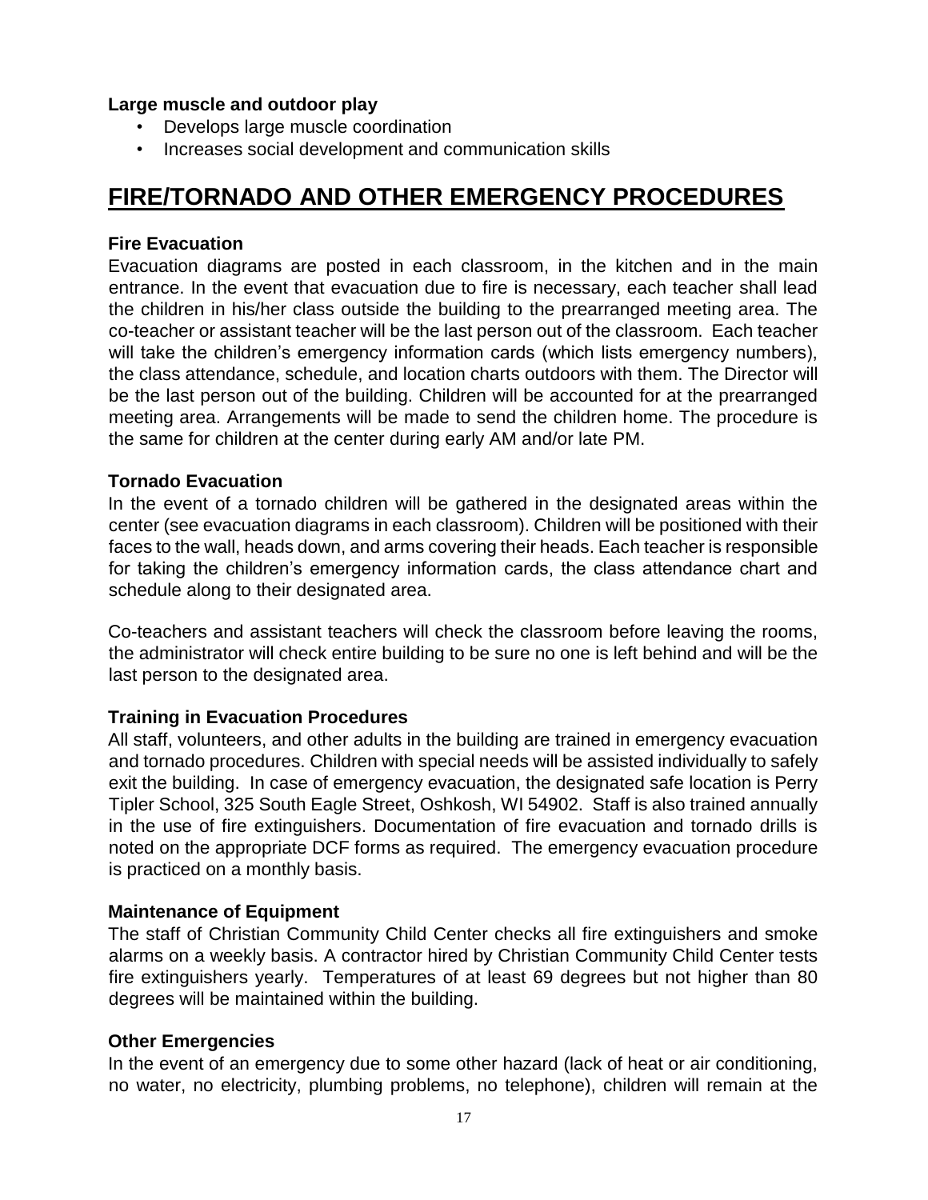**Large muscle and outdoor play**

- Develops large muscle coordination
- Increases social development and communication skills

# FIRE/TORNADO AND OTHER EMERGENCY PROCEDURES

**Fire Evacuation**

Evacuation diagrams are posted in each classroom, in the kitchen and in the main entrance. In the event that evacuation due to fire is necessary, each teacher shall lead the children in his/her class outside the building to the prearranged meeting area. The co-teacher or assistant teacher will be the last person out of the classroom. Each teacher will take the children's emergency information cards (which lists emergency numbers), the class attendance, schedule, and location charts outdoors with them. The Director will be the last person out of the building. Children will be accounted for at the prearranged meeting area. Arrangements will be made to send the children home. The procedure is the same for children at the center during early AM and/or late PM.

**Tornado Evacuation**

In the event of a tornado children will be gathered in the designated areas within the center (see evacuation diagrams in each classroom). Children will be positioned with their faces to the wall, heads down, and arms covering their heads. Each teacher is responsible for taking the children's emergency information cards, the class attendance chart and schedule along to their designated area.

Co-teachers and assistant teachers will check the classroom before leaving the rooms, the administrator will check entire building to be sure no one is left behind and will be the last person to the designated area.

**Training in Evacuation Procedures**

All staff, volunteers, and other adults in the building are trained in emergency evacuation and tornado procedures. Children with special needs will be assisted individually to safely exit the building. In case of emergency evacuation, the designated safe location is Perry Tipler School, 325 South Eagle Street, Oshkosh, WI 54902. Staff is also trained annually in the use of fire extinguishers. Documentation of fire evacuation and tornado drills is noted on the appropriate DCF forms as required. The emergency evacuation procedure is practiced on a monthly basis.

**Maintenance of Equipment**

The staff of Christian Community Child Center checks all fire extinguishers and smoke alarms on a weekly basis. A contractor hired by Christian Community Child Center tests fire extinguishers yearly. Temperatures of at least 69 degrees but not higher than 80 degrees will be maintained within the building.

**Other Emergencies**

In the event of an emergency due to some other hazard (lack of heat or air conditioning, no water, no electricity, plumbing problems, no telephone), children will remain at the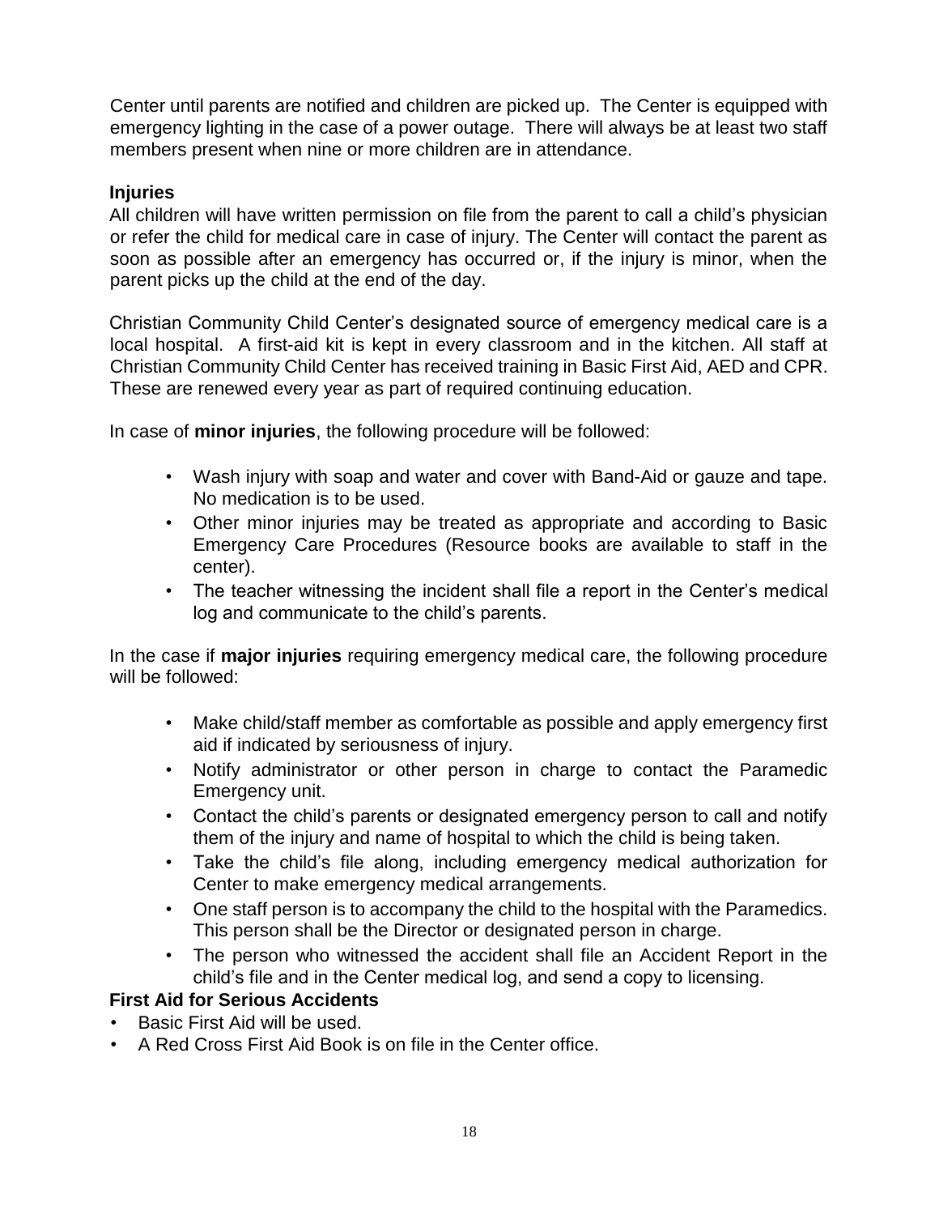Center until parents are notified and children are picked up. The Center is equipped with emergency lighting in the case of a power outage. There will always be at least two staff members present when nine or more children are in attendance.

### Injuries

All children will have written permission on file from the parent to call a child's physician or refer the child for medical care in case of injury. The Center will contact the parent as soon as possible after an emergency has occurred or, if the injury is minor, when the parent picks up the child at the end of the day.

Christian Community Child Center's designated source of emergency medical care is a local hospital. A first-aid kit is kept in every classroom and in the kitchen. All staff at Christian Community Child Center has received training in Basic First Aid, AED and CPR. These are renewed every year as part of required continuing education.

In case of **minor injuries**, the following procedure will be followed:

- Wash injury with soap and water and cover with Band-Aid or gauze and tape. No medication is to be used.
- Other minor injuries may be treated as appropriate and according to Basic Emergency Care Procedures (Resource books are available to staff in the center).
- The teacher witnessing the incident shall file a report in the Center's medical log and communicate to the child's parents.

In the case if **major injuries** requiring emergency medical care, the following procedure will be followed:

- Make child/staff member as comfortable as possible and apply emergency first aid if indicated by seriousness of injury.
- Notify administrator or other person in charge to contact the Paramedic Emergency unit.
- Contact the child's parents or designated emergency person to call and notify them of the injury and name of hospital to which the child is being taken.
- Take the child's file along, including emergency medical authorization for Center to make emergency medical arrangements.
- One staff person is to accompany the child to the hospital with the Paramedics. This person shall be the Director or designated person in charge.
- The person who witnessed the accident shall file an Accident Report in the child's file and in the Center medical log, and send a copy to licensing.

### First Aid for Serious Accidents

- Basic First Aid will be used.
- A Red Cross First Aid Book is on file in the Center office.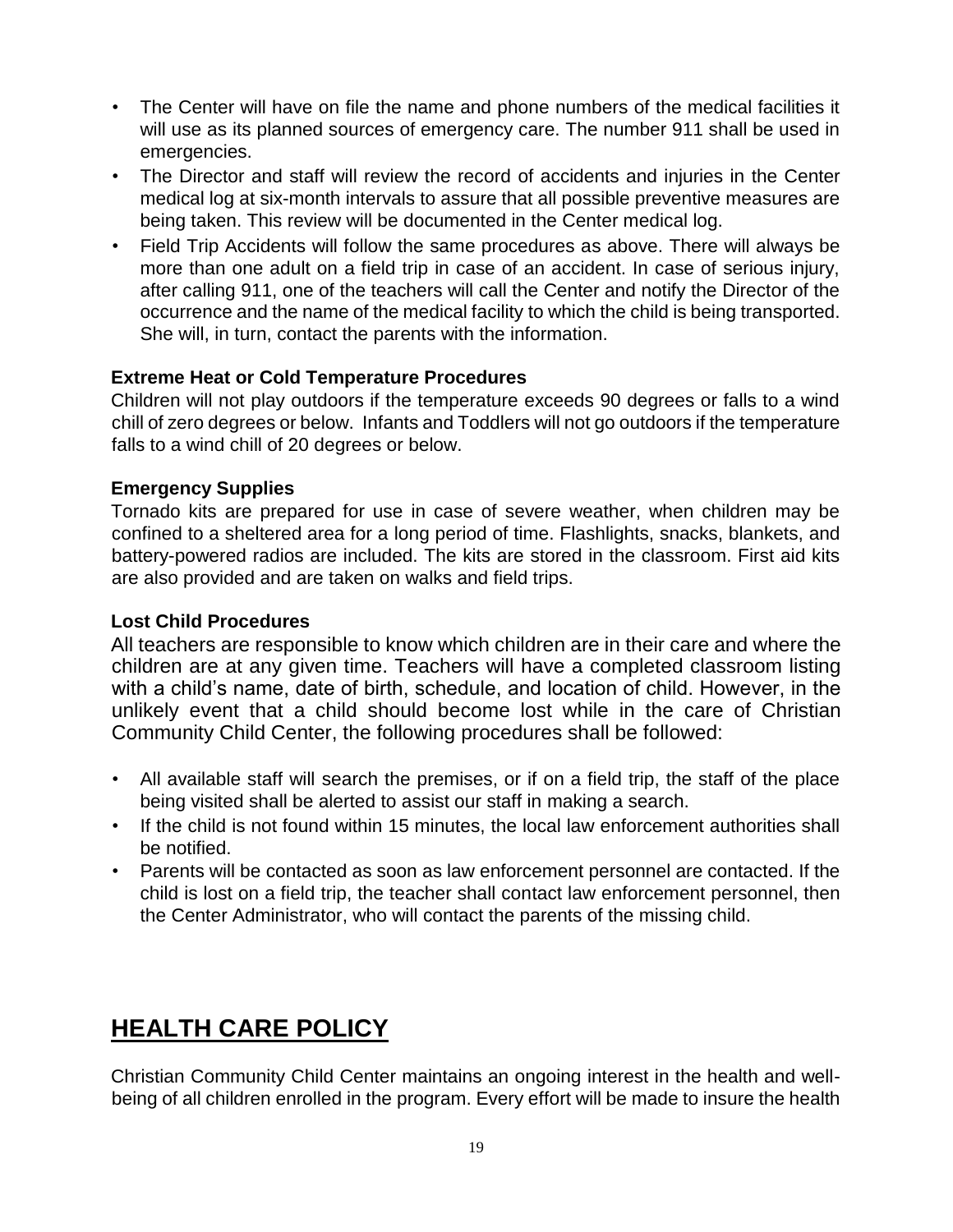- The Center will have on file the name and phone numbers of the medical facilities it will use as its planned sources of emergency care. The number 911 shall be used in emergencies.
- The Director and staff will review the record of accidents and injuries in the Center medical log at six-month intervals to assure that all possible preventive measures are being taken. This review will be documented in the Center medical log.
- Field Trip Accidents will follow the same procedures as above. There will always be more than one adult on a field trip in case of an accident. In case of serious injury, after calling 911, one of the teachers will call the Center and notify the Director of the occurrence and the name of the medical facility to which the child is being transported. She will, in turn, contact the parents with the information.

**Extreme Heat or Cold Temperature Procedures**

Children will not play outdoors if the temperature exceeds 90 degrees or falls to a wind chill of zero degrees or below. Infants and Toddlers will not go outdoors if the temperature falls to a wind chill of 20 degrees or below.

**Emergency Supplies**

Tornado kits are prepared for use in case of severe weather, when children may be confined to a sheltered area for a long period of time. Flashlights, snacks, blankets, and battery-powered radios are included. The kits are stored in the classroom. First aid kits are also provided and are taken on walks and field trips.

**Lost Child Procedures**

All teachers are responsible to know which children are in their care and where the children are at any given time. Teachers will have a completed classroom listing with a child's name, date of birth, schedule, and location of child. However, in the unlikely event that a child should become lost while in the care of Christian Community Child Center, the following procedures shall be followed:

- All available staff will search the premises, or if on a field trip, the staff of the place being visited shall be alerted to assist our staff in making a search.
- If the child is not found within 15 minutes, the local law enforcement authorities shall be notified.
- Parents will be contacted as soon as law enforcement personnel are contacted. If the child is lost on a field trip, the teacher shall contact law enforcement personnel, then the Center Administrator, who will contact the parents of the missing child.

## HEALTH CARE POLICY

Christian Community Child Center maintains an ongoing interest in the health and well-being of all children enrolled in the program. Every effort will be made to insure the health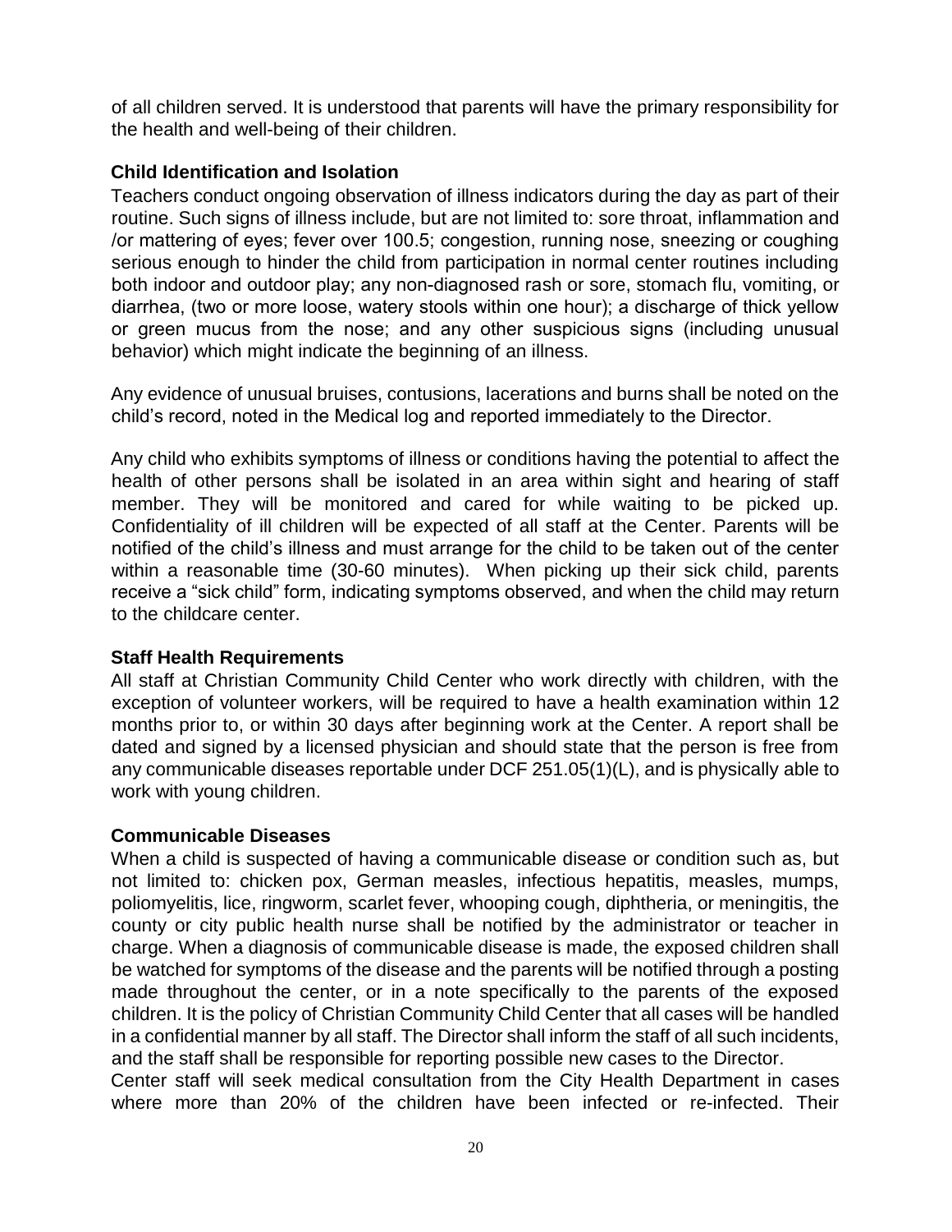of all children served. It is understood that parents will have the primary responsibility for the health and well-being of their children.

**Child Identification and Isolation**

Teachers conduct ongoing observation of illness indicators during the day as part of their routine. Such signs of illness include, but are not limited to: sore throat, inflammation and /or mattering of eyes; fever over 100.5; congestion, running nose, sneezing or coughing serious enough to hinder the child from participation in normal center routines including both indoor and outdoor play; any non-diagnosed rash or sore, stomach flu, vomiting, or diarrhea, (two or more loose, watery stools within one hour); a discharge of thick yellow or green mucus from the nose; and any other suspicious signs (including unusual behavior) which might indicate the beginning of an illness.

Any evidence of unusual bruises, contusions, lacerations and burns shall be noted on the child's record, noted in the Medical log and reported immediately to the Director.

Any child who exhibits symptoms of illness or conditions having the potential to affect the health of other persons shall be isolated in an area within sight and hearing of staff member. They will be monitored and cared for while waiting to be picked up. Confidentiality of ill children will be expected of all staff at the Center. Parents will be notified of the child's illness and must arrange for the child to be taken out of the center within a reasonable time (30-60 minutes). When picking up their sick child, parents receive a "sick child" form, indicating symptoms observed, and when the child may return to the childcare center.

**Staff Health Requirements**

All staff at Christian Community Child Center who work directly with children, with the exception of volunteer workers, will be required to have a health examination within 12 months prior to, or within 30 days after beginning work at the Center. A report shall be dated and signed by a licensed physician and should state that the person is free from any communicable diseases reportable under DCF 251.05(1)(L), and is physically able to work with young children.

**Communicable Diseases**

When a child is suspected of having a communicable disease or condition such as, but not limited to: chicken pox, German measles, infectious hepatitis, measles, mumps, poliomyelitis, lice, ringworm, scarlet fever, whooping cough, diphtheria, or meningitis, the county or city public health nurse shall be notified by the administrator or teacher in charge. When a diagnosis of communicable disease is made, the exposed children shall be watched for symptoms of the disease and the parents will be notified through a posting made throughout the center, or in a note specifically to the parents of the exposed children. It is the policy of Christian Community Child Center that all cases will be handled in a confidential manner by all staff. The Director shall inform the staff of all such incidents, and the staff shall be responsible for reporting possible new cases to the Director.
Center staff will seek medical consultation from the City Health Department in cases where more than 20% of the children have been infected or re-infected. Their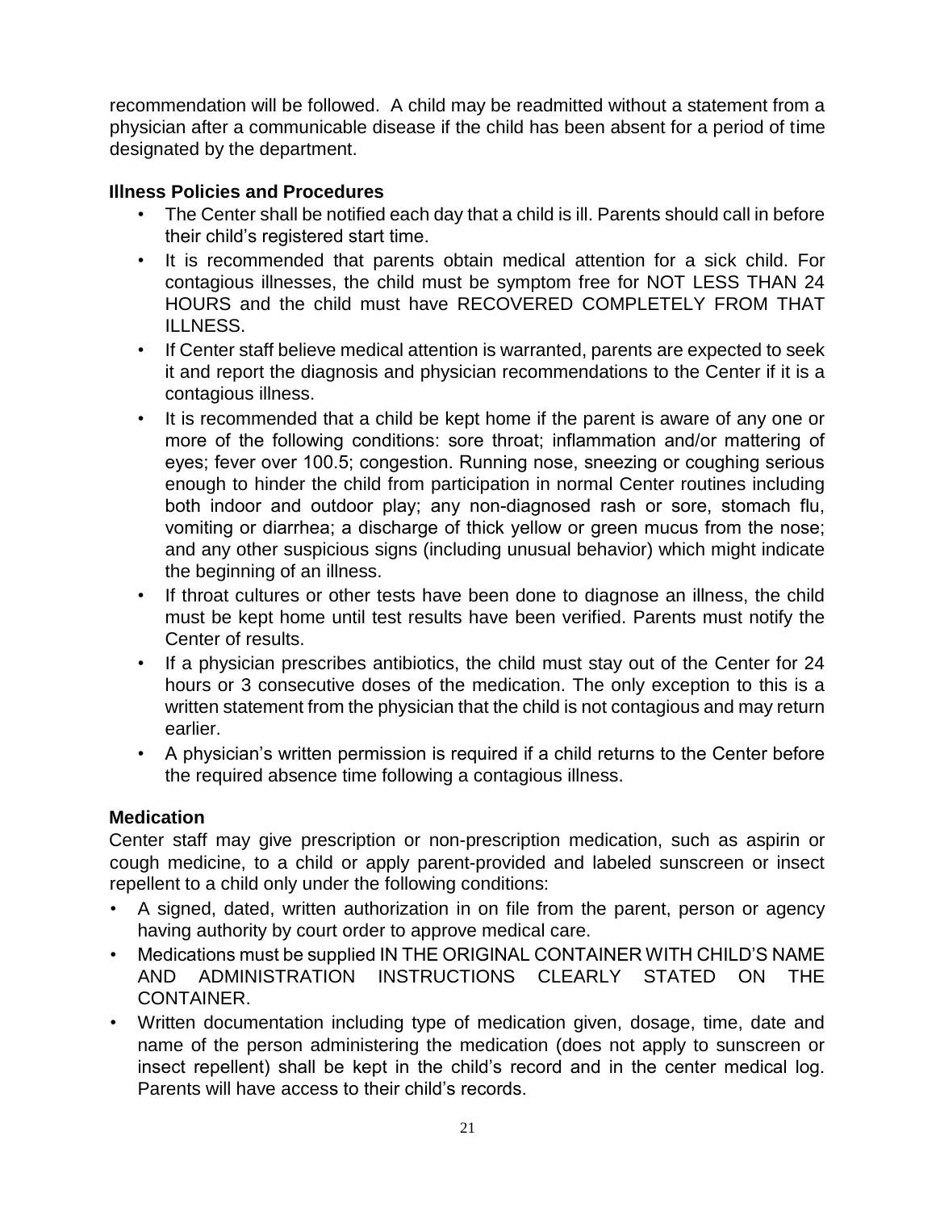recommendation will be followed. A child may be readmitted without a statement from a physician after a communicable disease if the child has been absent for a period of time designated by the department.

**Illness Policies and Procedures**

- The Center shall be notified each day that a child is ill. Parents should call in before their child's registered start time.
- It is recommended that parents obtain medical attention for a sick child. For contagious illnesses, the child must be symptom free for NOT LESS THAN 24 HOURS and the child must have RECOVERED COMPLETELY FROM THAT ILLNESS.
- If Center staff believe medical attention is warranted, parents are expected to seek it and report the diagnosis and physician recommendations to the Center if it is a contagious illness.
- It is recommended that a child be kept home if the parent is aware of any one or more of the following conditions: sore throat; inflammation and/or mattering of eyes; fever over 100.5; congestion. Running nose, sneezing or coughing serious enough to hinder the child from participation in normal Center routines including both indoor and outdoor play; any non-diagnosed rash or sore, stomach flu, vomiting or diarrhea; a discharge of thick yellow or green mucus from the nose; and any other suspicious signs (including unusual behavior) which might indicate the beginning of an illness.
- If throat cultures or other tests have been done to diagnose an illness, the child must be kept home until test results have been verified. Parents must notify the Center of results.
- If a physician prescribes antibiotics, the child must stay out of the Center for 24 hours or 3 consecutive doses of the medication. The only exception to this is a written statement from the physician that the child is not contagious and may return earlier.
- A physician's written permission is required if a child returns to the Center before the required absence time following a contagious illness.

**Medication**

Center staff may give prescription or non-prescription medication, such as aspirin or cough medicine, to a child or apply parent-provided and labeled sunscreen or insect repellent to a child only under the following conditions:

- A signed, dated, written authorization in on file from the parent, person or agency having authority by court order to approve medical care.
- Medications must be supplied IN THE ORIGINAL CONTAINER WITH CHILD'S NAME AND ADMINISTRATION INSTRUCTIONS CLEARLY STATED ON THE CONTAINER.
- Written documentation including type of medication given, dosage, time, date and name of the person administering the medication (does not apply to sunscreen or insect repellent) shall be kept in the child's record and in the center medical log. Parents will have access to their child's records.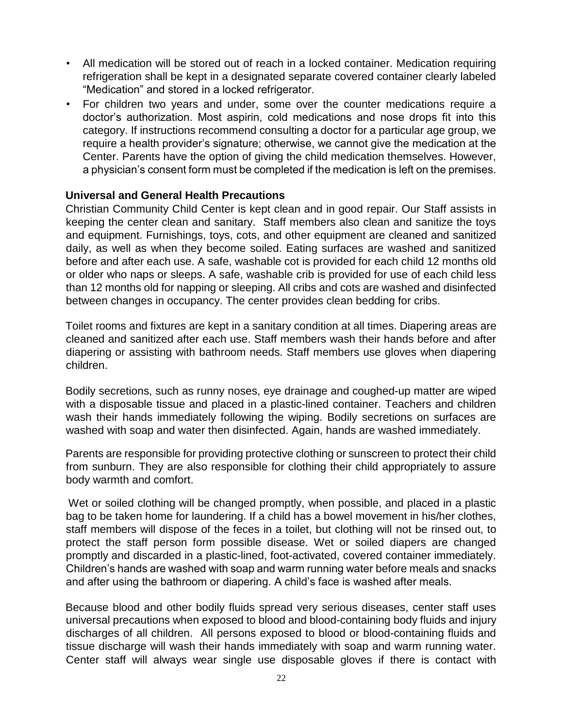- All medication will be stored out of reach in a locked container. Medication requiring refrigeration shall be kept in a designated separate covered container clearly labeled "Medication" and stored in a locked refrigerator.
- For children two years and under, some over the counter medications require a doctor's authorization. Most aspirin, cold medications and nose drops fit into this category. If instructions recommend consulting a doctor for a particular age group, we require a health provider's signature; otherwise, we cannot give the medication at the Center. Parents have the option of giving the child medication themselves. However, a physician's consent form must be completed if the medication is left on the premises.

**Universal and General Health Precautions**

Christian Community Child Center is kept clean and in good repair. Our Staff assists in keeping the center clean and sanitary. Staff members also clean and sanitize the toys and equipment. Furnishings, toys, cots, and other equipment are cleaned and sanitized daily, as well as when they become soiled. Eating surfaces are washed and sanitized before and after each use. A safe, washable cot is provided for each child 12 months old or older who naps or sleeps. A safe, washable crib is provided for use of each child less than 12 months old for napping or sleeping. All cribs and cots are washed and disinfected between changes in occupancy. The center provides clean bedding for cribs.

Toilet rooms and fixtures are kept in a sanitary condition at all times. Diapering areas are cleaned and sanitized after each use. Staff members wash their hands before and after diapering or assisting with bathroom needs. Staff members use gloves when diapering children.

Bodily secretions, such as runny noses, eye drainage and coughed-up matter are wiped with a disposable tissue and placed in a plastic-lined container. Teachers and children wash their hands immediately following the wiping. Bodily secretions on surfaces are washed with soap and water then disinfected. Again, hands are washed immediately.

Parents are responsible for providing protective clothing or sunscreen to protect their child from sunburn. They are also responsible for clothing their child appropriately to assure body warmth and comfort.

Wet or soiled clothing will be changed promptly, when possible, and placed in a plastic bag to be taken home for laundering. If a child has a bowel movement in his/her clothes, staff members will dispose of the feces in a toilet, but clothing will not be rinsed out, to protect the staff person form possible disease. Wet or soiled diapers are changed promptly and discarded in a plastic-lined, foot-activated, covered container immediately. Children's hands are washed with soap and warm running water before meals and snacks and after using the bathroom or diapering. A child's face is washed after meals.

Because blood and other bodily fluids spread very serious diseases, center staff uses universal precautions when exposed to blood and blood-containing body fluids and injury discharges of all children. All persons exposed to blood or blood-containing fluids and tissue discharge will wash their hands immediately with soap and warm running water. Center staff will always wear single use disposable gloves if there is contact with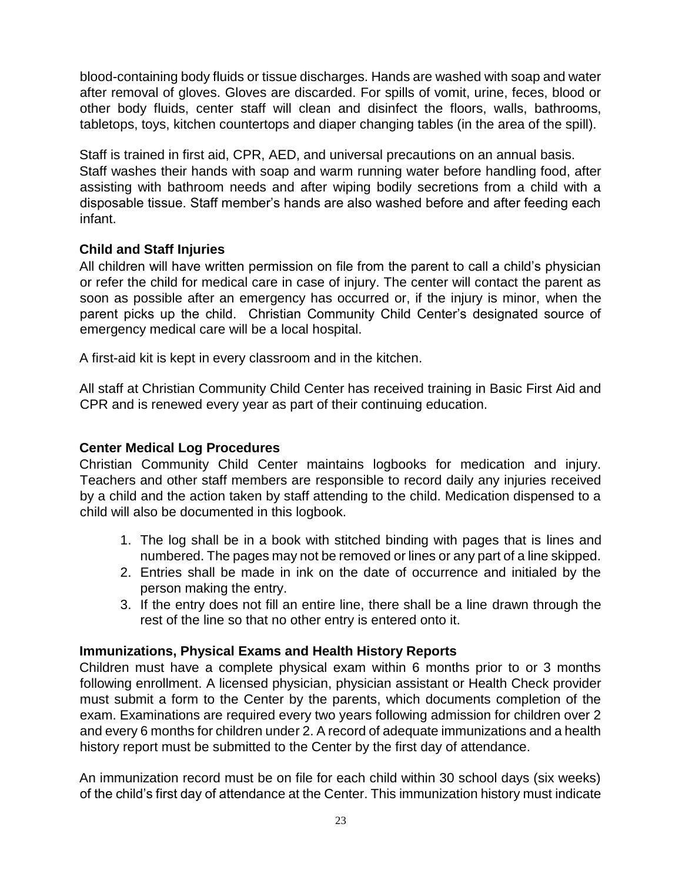blood-containing body fluids or tissue discharges. Hands are washed with soap and water after removal of gloves. Gloves are discarded. For spills of vomit, urine, feces, blood or other body fluids, center staff will clean and disinfect the floors, walls, bathrooms, tabletops, toys, kitchen countertops and diaper changing tables (in the area of the spill).

Staff is trained in first aid, CPR, AED, and universal precautions on an annual basis. Staff washes their hands with soap and warm running water before handling food, after assisting with bathroom needs and after wiping bodily secretions from a child with a disposable tissue. Staff member's hands are also washed before and after feeding each infant.

### Child and Staff Injuries

All children will have written permission on file from the parent to call a child's physician or refer the child for medical care in case of injury. The center will contact the parent as soon as possible after an emergency has occurred or, if the injury is minor, when the parent picks up the child. Christian Community Child Center's designated source of emergency medical care will be a local hospital.

A first-aid kit is kept in every classroom and in the kitchen.

All staff at Christian Community Child Center has received training in Basic First Aid and CPR and is renewed every year as part of their continuing education.

### Center Medical Log Procedures

Christian Community Child Center maintains logbooks for medication and injury. Teachers and other staff members are responsible to record daily any injuries received by a child and the action taken by staff attending to the child. Medication dispensed to a child will also be documented in this logbook.

1. The log shall be in a book with stitched binding with pages that is lines and numbered. The pages may not be removed or lines or any part of a line skipped.
2. Entries shall be made in ink on the date of occurrence and initialed by the person making the entry.
3. If the entry does not fill an entire line, there shall be a line drawn through the rest of the line so that no other entry is entered onto it.

### Immunizations, Physical Exams and Health History Reports

Children must have a complete physical exam within 6 months prior to or 3 months following enrollment. A licensed physician, physician assistant or Health Check provider must submit a form to the Center by the parents, which documents completion of the exam. Examinations are required every two years following admission for children over 2 and every 6 months for children under 2. A record of adequate immunizations and a health history report must be submitted to the Center by the first day of attendance.

An immunization record must be on file for each child within 30 school days (six weeks) of the child's first day of attendance at the Center. This immunization history must indicate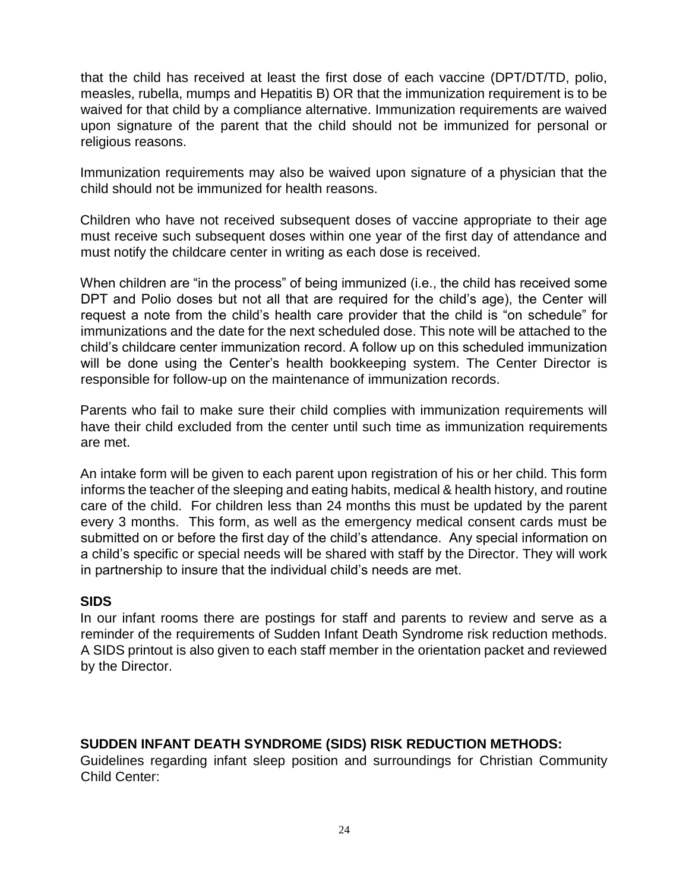that the child has received at least the first dose of each vaccine (DPT/DT/TD, polio, measles, rubella, mumps and Hepatitis B) OR that the immunization requirement is to be waived for that child by a compliance alternative. Immunization requirements are waived upon signature of the parent that the child should not be immunized for personal or religious reasons.

Immunization requirements may also be waived upon signature of a physician that the child should not be immunized for health reasons.

Children who have not received subsequent doses of vaccine appropriate to their age must receive such subsequent doses within one year of the first day of attendance and must notify the childcare center in writing as each dose is received.

When children are "in the process" of being immunized (i.e., the child has received some DPT and Polio doses but not all that are required for the child's age), the Center will request a note from the child's health care provider that the child is "on schedule" for immunizations and the date for the next scheduled dose. This note will be attached to the child's childcare center immunization record. A follow up on this scheduled immunization will be done using the Center's health bookkeeping system. The Center Director is responsible for follow-up on the maintenance of immunization records.

Parents who fail to make sure their child complies with immunization requirements will have their child excluded from the center until such time as immunization requirements are met.

An intake form will be given to each parent upon registration of his or her child. This form informs the teacher of the sleeping and eating habits, medical & health history, and routine care of the child. For children less than 24 months this must be updated by the parent every 3 months. This form, as well as the emergency medical consent cards must be submitted on or before the first day of the child's attendance. Any special information on a child's specific or special needs will be shared with staff by the Director. They will work in partnership to insure that the individual child's needs are met.

**SIDS**

In our infant rooms there are postings for staff and parents to review and serve as a reminder of the requirements of Sudden Infant Death Syndrome risk reduction methods. A SIDS printout is also given to each staff member in the orientation packet and reviewed by the Director.

**SUDDEN INFANT DEATH SYNDROME (SIDS) RISK REDUCTION METHODS:**

Guidelines regarding infant sleep position and surroundings for Christian Community Child Center: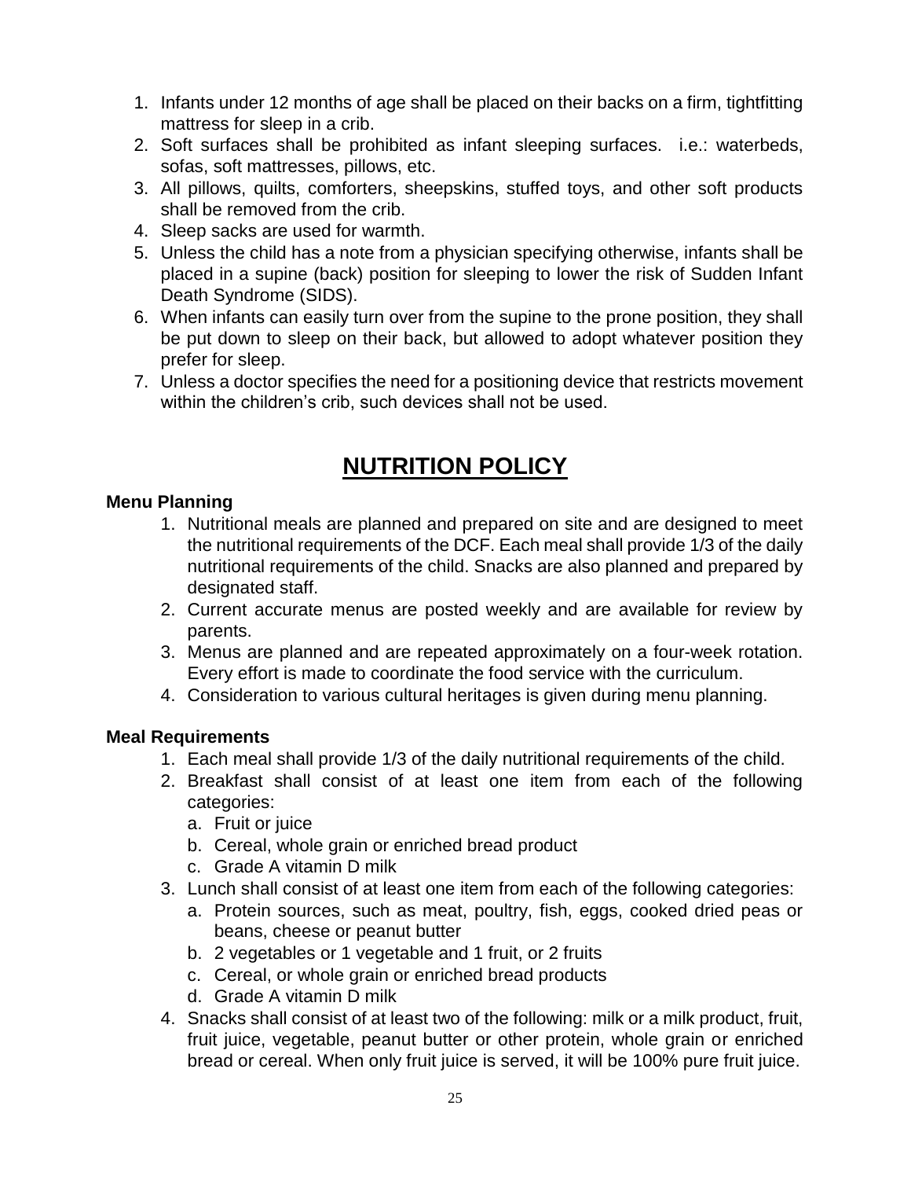1. Infants under 12 months of age shall be placed on their backs on a firm, tightfitting mattress for sleep in a crib.
2. Soft surfaces shall be prohibited as infant sleeping surfaces. i.e.: waterbeds, sofas, soft mattresses, pillows, etc.
3. All pillows, quilts, comforters, sheepskins, stuffed toys, and other soft products shall be removed from the crib.
4. Sleep sacks are used for warmth.
5. Unless the child has a note from a physician specifying otherwise, infants shall be placed in a supine (back) position for sleeping to lower the risk of Sudden Infant Death Syndrome (SIDS).
6. When infants can easily turn over from the supine to the prone position, they shall be put down to sleep on their back, but allowed to adopt whatever position they prefer for sleep.
7. Unless a doctor specifies the need for a positioning device that restricts movement within the children's crib, such devices shall not be used.

# NUTRITION POLICY

**Menu Planning**

1. Nutritional meals are planned and prepared on site and are designed to meet the nutritional requirements of the DCF. Each meal shall provide 1/3 of the daily nutritional requirements of the child. Snacks are also planned and prepared by designated staff.
2. Current accurate menus are posted weekly and are available for review by parents.
3. Menus are planned and are repeated approximately on a four-week rotation. Every effort is made to coordinate the food service with the curriculum.
4. Consideration to various cultural heritages is given during menu planning.

**Meal Requirements**

1. Each meal shall provide 1/3 of the daily nutritional requirements of the child.
2. Breakfast shall consist of at least one item from each of the following categories:
   a. Fruit or juice
   b. Cereal, whole grain or enriched bread product
   c. Grade A vitamin D milk
3. Lunch shall consist of at least one item from each of the following categories:
   a. Protein sources, such as meat, poultry, fish, eggs, cooked dried peas or beans, cheese or peanut butter
   b. 2 vegetables or 1 vegetable and 1 fruit, or 2 fruits
   c. Cereal, or whole grain or enriched bread products
   d. Grade A vitamin D milk
4. Snacks shall consist of at least two of the following: milk or a milk product, fruit, fruit juice, vegetable, peanut butter or other protein, whole grain or enriched bread or cereal. When only fruit juice is served, it will be 100% pure fruit juice.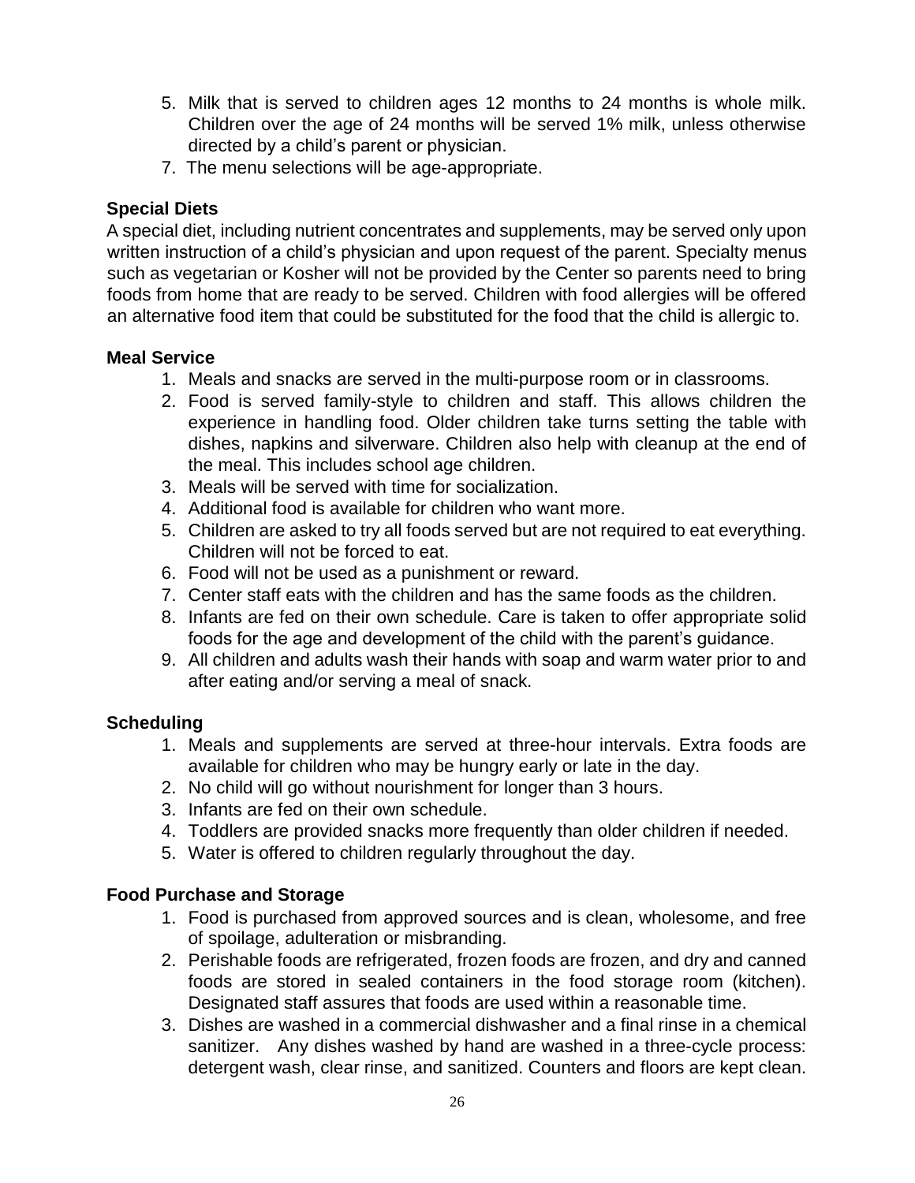5. Milk that is served to children ages 12 months to 24 months is whole milk. Children over the age of 24 months will be served 1% milk, unless otherwise directed by a child's parent or physician.
7. The menu selections will be age-appropriate.

**Special Diets**

A special diet, including nutrient concentrates and supplements, may be served only upon written instruction of a child's physician and upon request of the parent. Specialty menus such as vegetarian or Kosher will not be provided by the Center so parents need to bring foods from home that are ready to be served. Children with food allergies will be offered an alternative food item that could be substituted for the food that the child is allergic to.

**Meal Service**

1. Meals and snacks are served in the multi-purpose room or in classrooms.
2. Food is served family-style to children and staff. This allows children the experience in handling food. Older children take turns setting the table with dishes, napkins and silverware. Children also help with cleanup at the end of the meal. This includes school age children.
3. Meals will be served with time for socialization.
4. Additional food is available for children who want more.
5. Children are asked to try all foods served but are not required to eat everything. Children will not be forced to eat.
6. Food will not be used as a punishment or reward.
7. Center staff eats with the children and has the same foods as the children.
8. Infants are fed on their own schedule. Care is taken to offer appropriate solid foods for the age and development of the child with the parent's guidance.
9. All children and adults wash their hands with soap and warm water prior to and after eating and/or serving a meal of snack.

**Scheduling**

1. Meals and supplements are served at three-hour intervals. Extra foods are available for children who may be hungry early or late in the day.
2. No child will go without nourishment for longer than 3 hours.
3. Infants are fed on their own schedule.
4. Toddlers are provided snacks more frequently than older children if needed.
5. Water is offered to children regularly throughout the day.

**Food Purchase and Storage**

1. Food is purchased from approved sources and is clean, wholesome, and free of spoilage, adulteration or misbranding.
2. Perishable foods are refrigerated, frozen foods are frozen, and dry and canned foods are stored in sealed containers in the food storage room (kitchen). Designated staff assures that foods are used within a reasonable time.
3. Dishes are washed in a commercial dishwasher and a final rinse in a chemical sanitizer. Any dishes washed by hand are washed in a three-cycle process: detergent wash, clear rinse, and sanitized. Counters and floors are kept clean.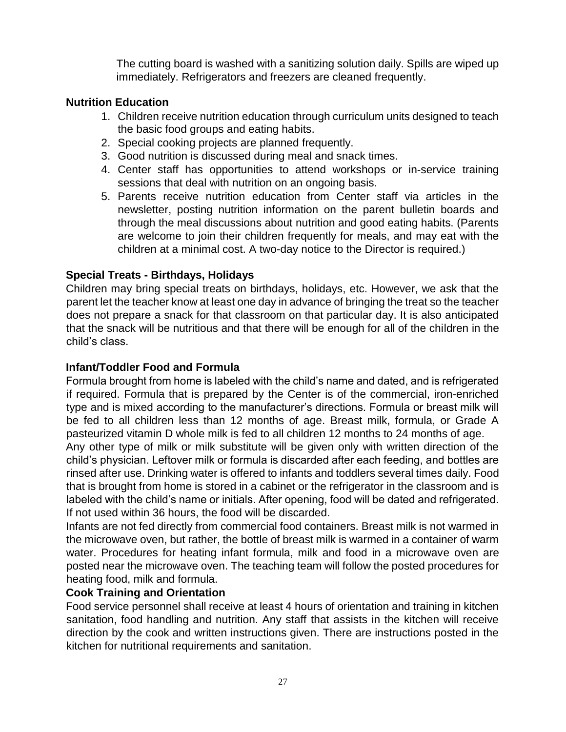The cutting board is washed with a sanitizing solution daily. Spills are wiped up immediately. Refrigerators and freezers are cleaned frequently.

**Nutrition Education**

1. Children receive nutrition education through curriculum units designed to teach the basic food groups and eating habits.
2. Special cooking projects are planned frequently.
3. Good nutrition is discussed during meal and snack times.
4. Center staff has opportunities to attend workshops or in-service training sessions that deal with nutrition on an ongoing basis.
5. Parents receive nutrition education from Center staff via articles in the newsletter, posting nutrition information on the parent bulletin boards and through the meal discussions about nutrition and good eating habits. (Parents are welcome to join their children frequently for meals, and may eat with the children at a minimal cost. A two-day notice to the Director is required.)

**Special Treats - Birthdays, Holidays**

Children may bring special treats on birthdays, holidays, etc. However, we ask that the parent let the teacher know at least one day in advance of bringing the treat so the teacher does not prepare a snack for that classroom on that particular day. It is also anticipated that the snack will be nutritious and that there will be enough for all of the children in the child's class.

**Infant/Toddler Food and Formula**

Formula brought from home is labeled with the child's name and dated, and is refrigerated if required. Formula that is prepared by the Center is of the commercial, iron-enriched type and is mixed according to the manufacturer's directions. Formula or breast milk will be fed to all children less than 12 months of age. Breast milk, formula, or Grade A pasteurized vitamin D whole milk is fed to all children 12 months to 24 months of age.

Any other type of milk or milk substitute will be given only with written direction of the child's physician. Leftover milk or formula is discarded after each feeding, and bottles are rinsed after use. Drinking water is offered to infants and toddlers several times daily. Food that is brought from home is stored in a cabinet or the refrigerator in the classroom and is labeled with the child's name or initials. After opening, food will be dated and refrigerated. If not used within 36 hours, the food will be discarded.

Infants are not fed directly from commercial food containers. Breast milk is not warmed in the microwave oven, but rather, the bottle of breast milk is warmed in a container of warm water. Procedures for heating infant formula, milk and food in a microwave oven are posted near the microwave oven. The teaching team will follow the posted procedures for heating food, milk and formula.

**Cook Training and Orientation**

Food service personnel shall receive at least 4 hours of orientation and training in kitchen sanitation, food handling and nutrition. Any staff that assists in the kitchen will receive direction by the cook and written instructions given. There are instructions posted in the kitchen for nutritional requirements and sanitation.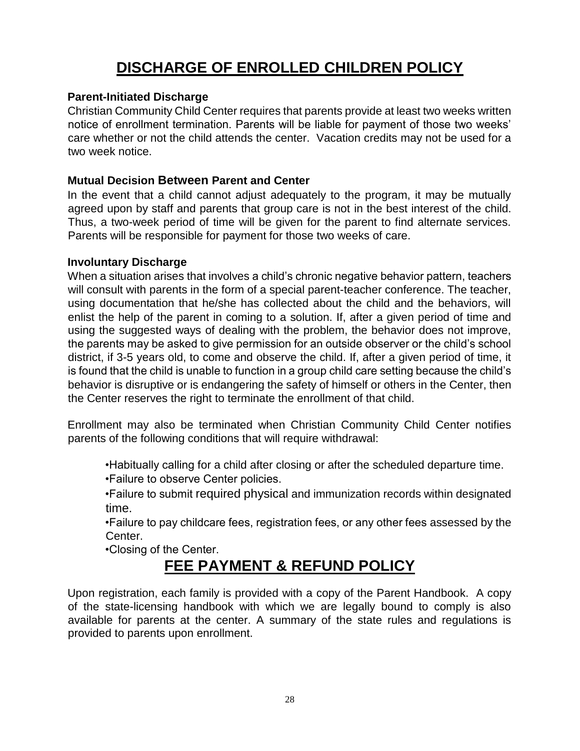# DISCHARGE OF ENROLLED CHILDREN POLICY

**Parent-Initiated Discharge**

Christian Community Child Center requires that parents provide at least two weeks written notice of enrollment termination. Parents will be liable for payment of those two weeks' care whether or not the child attends the center. Vacation credits may not be used for a two week notice.

**Mutual Decision Between Parent and Center**

In the event that a child cannot adjust adequately to the program, it may be mutually agreed upon by staff and parents that group care is not in the best interest of the child. Thus, a two-week period of time will be given for the parent to find alternate services. Parents will be responsible for payment for those two weeks of care.

**Involuntary Discharge**

When a situation arises that involves a child's chronic negative behavior pattern, teachers will consult with parents in the form of a special parent-teacher conference. The teacher, using documentation that he/she has collected about the child and the behaviors, will enlist the help of the parent in coming to a solution. If, after a given period of time and using the suggested ways of dealing with the problem, the behavior does not improve, the parents may be asked to give permission for an outside observer or the child's school district, if 3-5 years old, to come and observe the child. If, after a given period of time, it is found that the child is unable to function in a group child care setting because the child's behavior is disruptive or is endangering the safety of himself or others in the Center, then the Center reserves the right to terminate the enrollment of that child.

Enrollment may also be terminated when Christian Community Child Center notifies parents of the following conditions that will require withdrawal:

- Habitually calling for a child after closing or after the scheduled departure time.
- Failure to observe Center policies.
- Failure to submit required physical and immunization records within designated time.
- Failure to pay childcare fees, registration fees, or any other fees assessed by the Center.
- Closing of the Center.

# FEE PAYMENT & REFUND POLICY

Upon registration, each family is provided with a copy of the Parent Handbook. A copy of the state-licensing handbook with which we are legally bound to comply is also available for parents at the center. A summary of the state rules and regulations is provided to parents upon enrollment.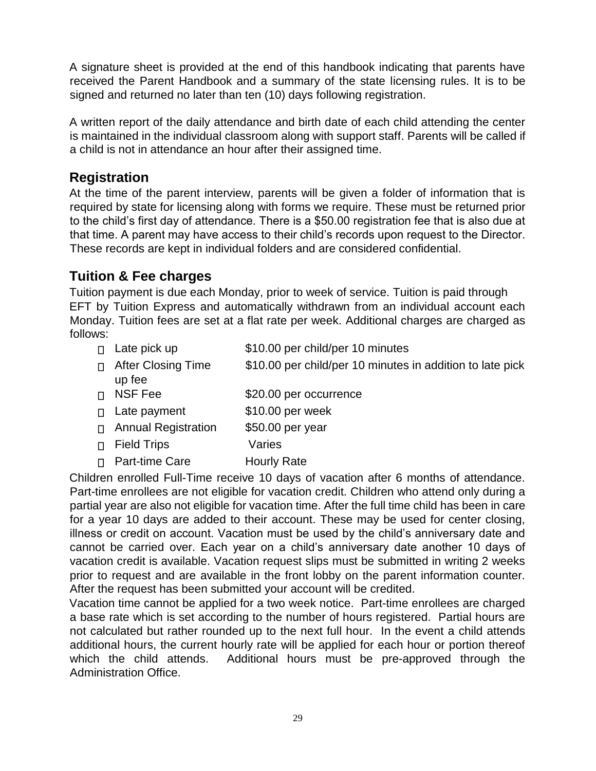A signature sheet is provided at the end of this handbook indicating that parents have received the Parent Handbook and a summary of the state licensing rules. It is to be signed and returned no later than ten (10) days following registration.

A written report of the daily attendance and birth date of each child attending the center is maintained in the individual classroom along with support staff. Parents will be called if a child is not in attendance an hour after their assigned time.

## Registration

At the time of the parent interview, parents will be given a folder of information that is required by state for licensing along with forms we require. These must be returned prior to the child's first day of attendance. There is a $50.00 registration fee that is also due at that time. A parent may have access to their child's records upon request to the Director. These records are kept in individual folders and are considered confidential.

## Tuition & Fee charges

Tuition payment is due each Monday, prior to week of service. Tuition is paid through EFT by Tuition Express and automatically withdrawn from an individual account each Monday. Tuition fees are set at a flat rate per week. Additional charges are charged as follows:

- Late pick up — $10.00 per child/per 10 minutes
- After Closing Time — $10.00 per child/per 10 minutes in addition to late pick up fee
- NSF Fee — $20.00 per occurrence
- Late payment — $10.00 per week
- Annual Registration — $50.00 per year
- Field Trips — Varies
- Part-time Care — Hourly Rate

Children enrolled Full-Time receive 10 days of vacation after 6 months of attendance. Part-time enrollees are not eligible for vacation credit. Children who attend only during a partial year are also not eligible for vacation time. After the full time child has been in care for a year 10 days are added to their account. These may be used for center closing, illness or credit on account. Vacation must be used by the child's anniversary date and cannot be carried over. Each year on a child's anniversary date another 10 days of vacation credit is available. Vacation request slips must be submitted in writing 2 weeks prior to request and are available in the front lobby on the parent information counter. After the request has been submitted your account will be credited.

Vacation time cannot be applied for a two week notice. Part-time enrollees are charged a base rate which is set according to the number of hours registered. Partial hours are not calculated but rather rounded up to the next full hour. In the event a child attends additional hours, the current hourly rate will be applied for each hour or portion thereof which the child attends. Additional hours must be pre-approved through the Administration Office.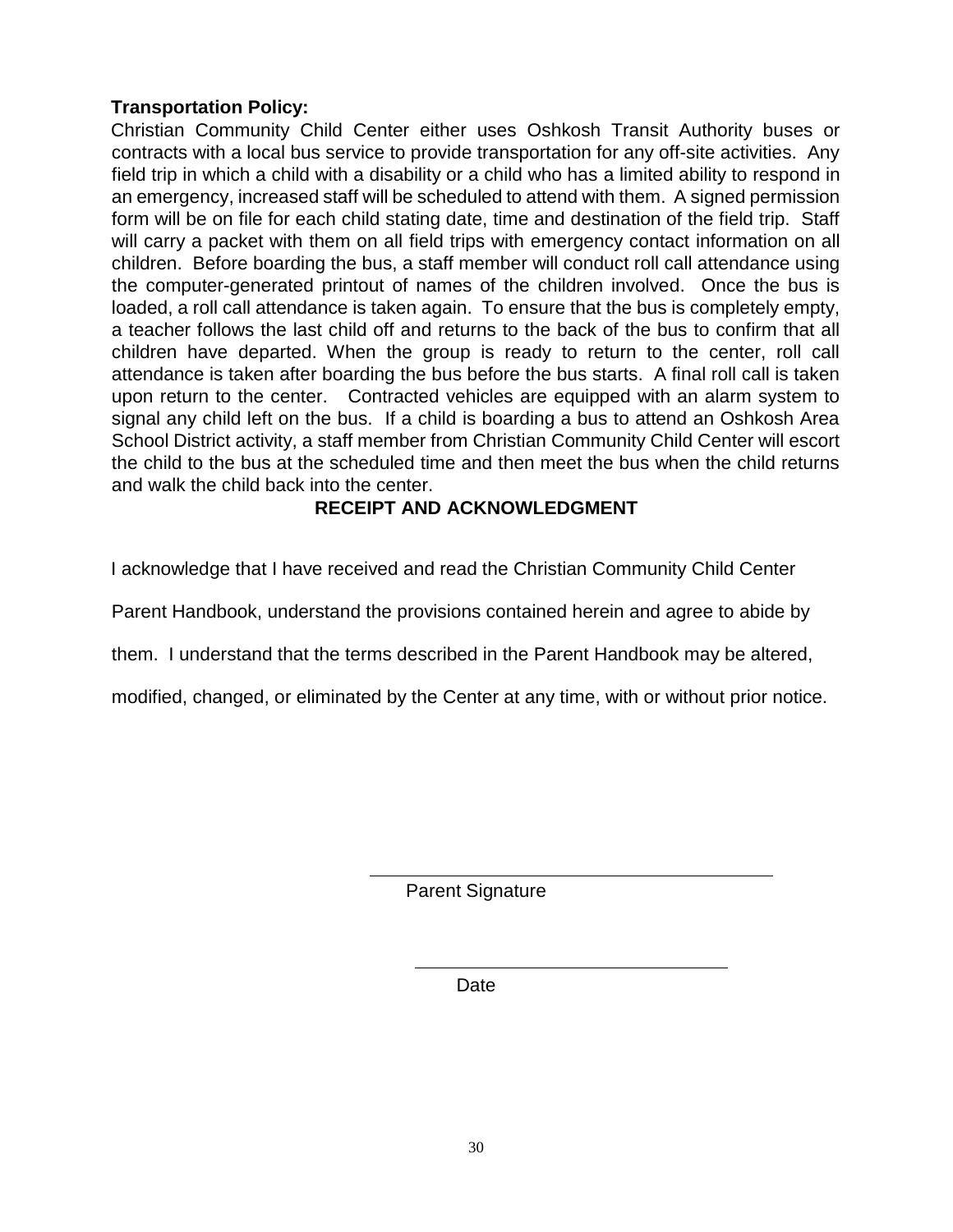**Transportation Policy:**

Christian Community Child Center either uses Oshkosh Transit Authority buses or contracts with a local bus service to provide transportation for any off-site activities. Any field trip in which a child with a disability or a child who has a limited ability to respond in an emergency, increased staff will be scheduled to attend with them. A signed permission form will be on file for each child stating date, time and destination of the field trip. Staff will carry a packet with them on all field trips with emergency contact information on all children. Before boarding the bus, a staff member will conduct roll call attendance using the computer-generated printout of names of the children involved. Once the bus is loaded, a roll call attendance is taken again. To ensure that the bus is completely empty, a teacher follows the last child off and returns to the back of the bus to confirm that all children have departed. When the group is ready to return to the center, roll call attendance is taken after boarding the bus before the bus starts. A final roll call is taken upon return to the center. Contracted vehicles are equipped with an alarm system to signal any child left on the bus. If a child is boarding a bus to attend an Oshkosh Area School District activity, a staff member from Christian Community Child Center will escort the child to the bus at the scheduled time and then meet the bus when the child returns and walk the child back into the center.

## RECEIPT AND ACKNOWLEDGMENT

I acknowledge that I have received and read the Christian Community Child Center Parent Handbook, understand the provisions contained herein and agree to abide by them. I understand that the terms described in the Parent Handbook may be altered, modified, changed, or eliminated by the Center at any time, with or without prior notice.

______________________________
Parent Signature

______________________________
Date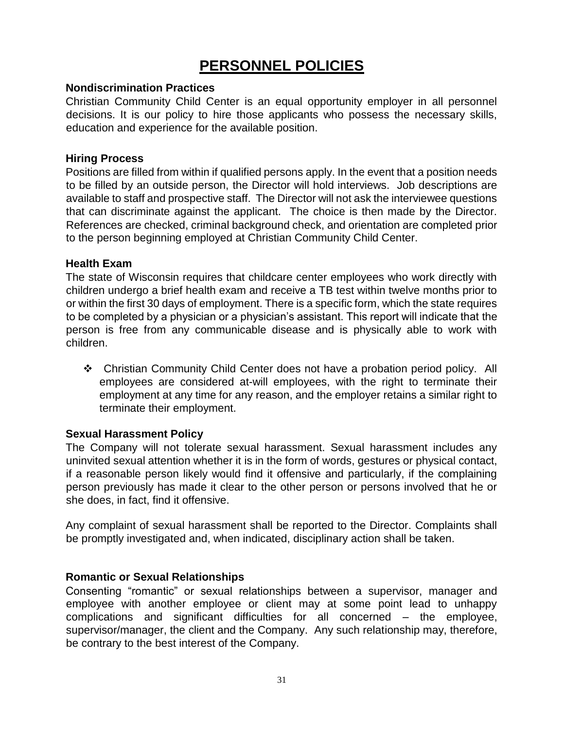# PERSONNEL POLICIES

**Nondiscrimination Practices**

Christian Community Child Center is an equal opportunity employer in all personnel decisions. It is our policy to hire those applicants who possess the necessary skills, education and experience for the available position.

**Hiring Process**

Positions are filled from within if qualified persons apply. In the event that a position needs to be filled by an outside person, the Director will hold interviews. Job descriptions are available to staff and prospective staff. The Director will not ask the interviewee questions that can discriminate against the applicant. The choice is then made by the Director. References are checked, criminal background check, and orientation are completed prior to the person beginning employed at Christian Community Child Center.

**Health Exam**

The state of Wisconsin requires that childcare center employees who work directly with children undergo a brief health exam and receive a TB test within twelve months prior to or within the first 30 days of employment. There is a specific form, which the state requires to be completed by a physician or a physician's assistant. This report will indicate that the person is free from any communicable disease and is physically able to work with children.

- Christian Community Child Center does not have a probation period policy. All employees are considered at-will employees, with the right to terminate their employment at any time for any reason, and the employer retains a similar right to terminate their employment.

**Sexual Harassment Policy**

The Company will not tolerate sexual harassment. Sexual harassment includes any uninvited sexual attention whether it is in the form of words, gestures or physical contact, if a reasonable person likely would find it offensive and particularly, if the complaining person previously has made it clear to the other person or persons involved that he or she does, in fact, find it offensive.

Any complaint of sexual harassment shall be reported to the Director. Complaints shall be promptly investigated and, when indicated, disciplinary action shall be taken.

**Romantic or Sexual Relationships**

Consenting "romantic" or sexual relationships between a supervisor, manager and employee with another employee or client may at some point lead to unhappy complications and significant difficulties for all concerned – the employee, supervisor/manager, the client and the Company. Any such relationship may, therefore, be contrary to the best interest of the Company.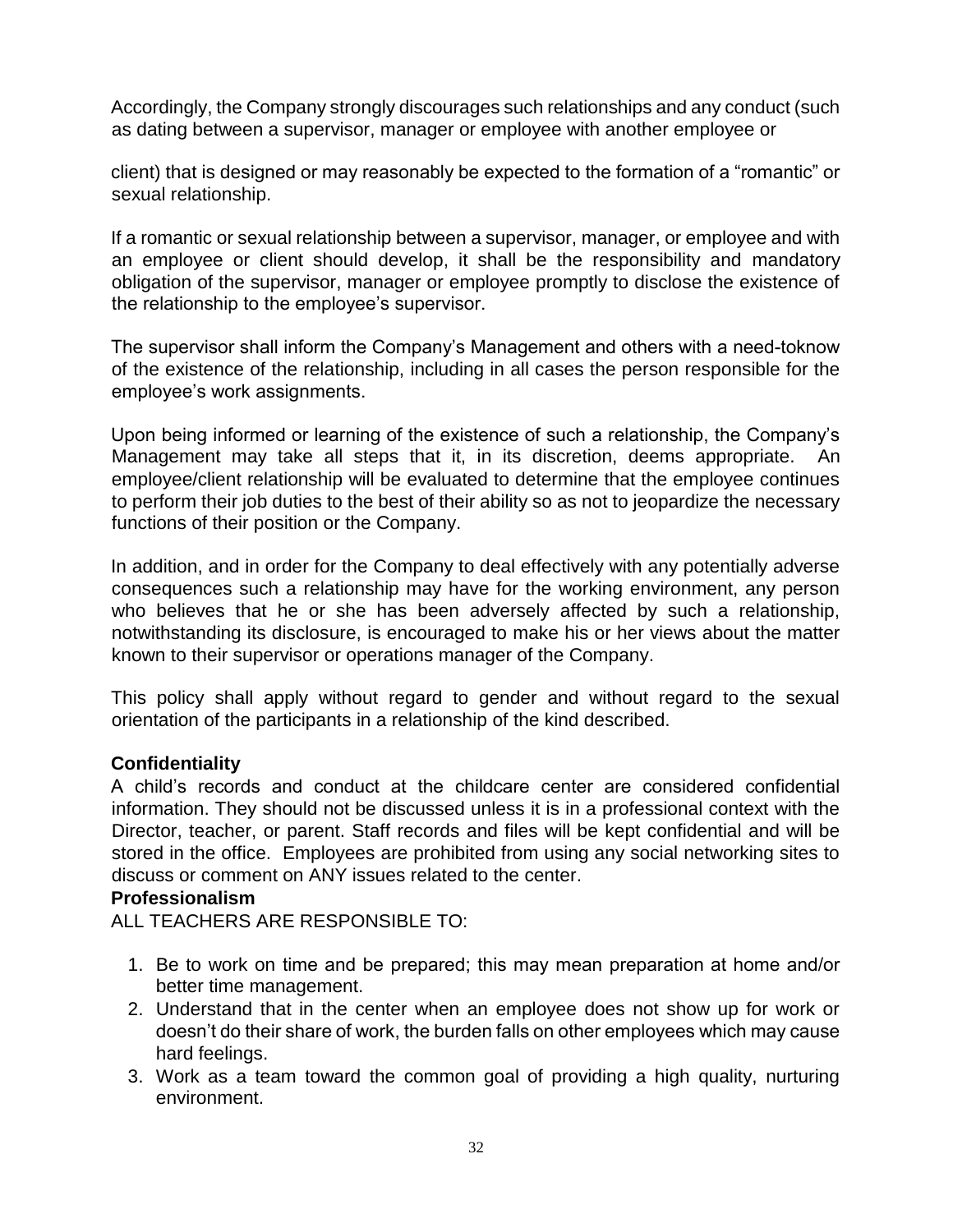Accordingly, the Company strongly discourages such relationships and any conduct (such as dating between a supervisor, manager or employee with another employee or

client) that is designed or may reasonably be expected to the formation of a "romantic" or sexual relationship.

If a romantic or sexual relationship between a supervisor, manager, or employee and with an employee or client should develop, it shall be the responsibility and mandatory obligation of the supervisor, manager or employee promptly to disclose the existence of the relationship to the employee's supervisor.

The supervisor shall inform the Company's Management and others with a need-toknow of the existence of the relationship, including in all cases the person responsible for the employee's work assignments.

Upon being informed or learning of the existence of such a relationship, the Company's Management may take all steps that it, in its discretion, deems appropriate. An employee/client relationship will be evaluated to determine that the employee continues to perform their job duties to the best of their ability so as not to jeopardize the necessary functions of their position or the Company.

In addition, and in order for the Company to deal effectively with any potentially adverse consequences such a relationship may have for the working environment, any person who believes that he or she has been adversely affected by such a relationship, notwithstanding its disclosure, is encouraged to make his or her views about the matter known to their supervisor or operations manager of the Company.

This policy shall apply without regard to gender and without regard to the sexual orientation of the participants in a relationship of the kind described.

**Confidentiality**

A child's records and conduct at the childcare center are considered confidential information. They should not be discussed unless it is in a professional context with the Director, teacher, or parent. Staff records and files will be kept confidential and will be stored in the office. Employees are prohibited from using any social networking sites to discuss or comment on ANY issues related to the center.

**Professionalism**

ALL TEACHERS ARE RESPONSIBLE TO:

1. Be to work on time and be prepared; this may mean preparation at home and/or better time management.
2. Understand that in the center when an employee does not show up for work or doesn't do their share of work, the burden falls on other employees which may cause hard feelings.
3. Work as a team toward the common goal of providing a high quality, nurturing environment.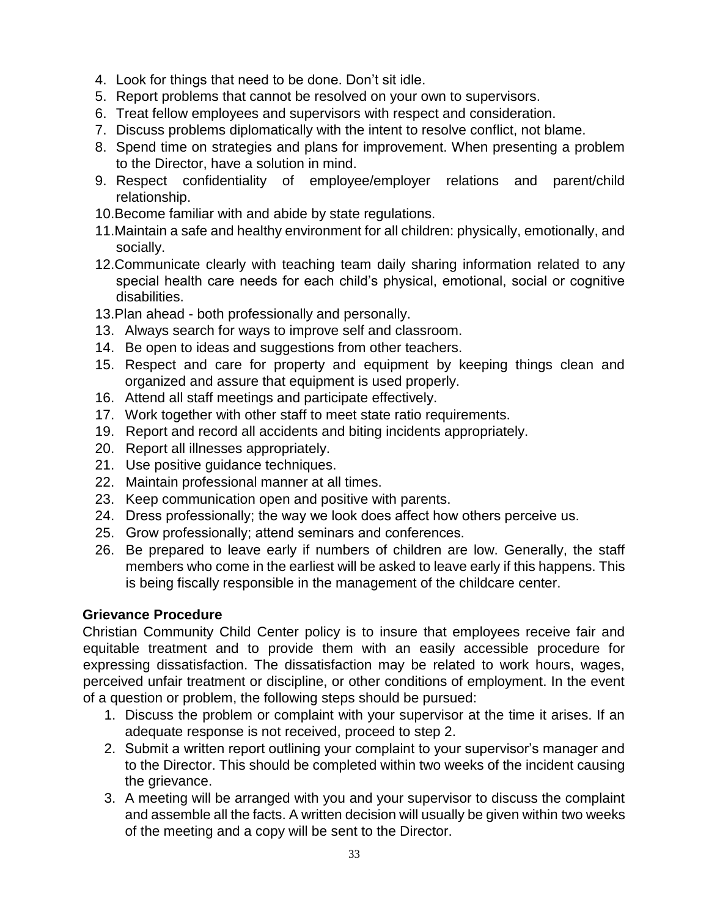4. Look for things that need to be done. Don't sit idle.
5. Report problems that cannot be resolved on your own to supervisors.
6. Treat fellow employees and supervisors with respect and consideration.
7. Discuss problems diplomatically with the intent to resolve conflict, not blame.
8. Spend time on strategies and plans for improvement. When presenting a problem to the Director, have a solution in mind.
9. Respect confidentiality of employee/employer relations and parent/child relationship.
10. Become familiar with and abide by state regulations.
11. Maintain a safe and healthy environment for all children: physically, emotionally, and socially.
12. Communicate clearly with teaching team daily sharing information related to any special health care needs for each child's physical, emotional, social or cognitive disabilities.
13. Plan ahead - both professionally and personally.
13. Always search for ways to improve self and classroom.
14. Be open to ideas and suggestions from other teachers.
15. Respect and care for property and equipment by keeping things clean and organized and assure that equipment is used properly.
16. Attend all staff meetings and participate effectively.
17. Work together with other staff to meet state ratio requirements.
19. Report and record all accidents and biting incidents appropriately.
20. Report all illnesses appropriately.
21. Use positive guidance techniques.
22. Maintain professional manner at all times.
23. Keep communication open and positive with parents.
24. Dress professionally; the way we look does affect how others perceive us.
25. Grow professionally; attend seminars and conferences.
26. Be prepared to leave early if numbers of children are low. Generally, the staff members who come in the earliest will be asked to leave early if this happens. This is being fiscally responsible in the management of the childcare center.

**Grievance Procedure**

Christian Community Child Center policy is to insure that employees receive fair and equitable treatment and to provide them with an easily accessible procedure for expressing dissatisfaction. The dissatisfaction may be related to work hours, wages, perceived unfair treatment or discipline, or other conditions of employment. In the event of a question or problem, the following steps should be pursued:

1. Discuss the problem or complaint with your supervisor at the time it arises. If an adequate response is not received, proceed to step 2.
2. Submit a written report outlining your complaint to your supervisor's manager and to the Director. This should be completed within two weeks of the incident causing the grievance.
3. A meeting will be arranged with you and your supervisor to discuss the complaint and assemble all the facts. A written decision will usually be given within two weeks of the meeting and a copy will be sent to the Director.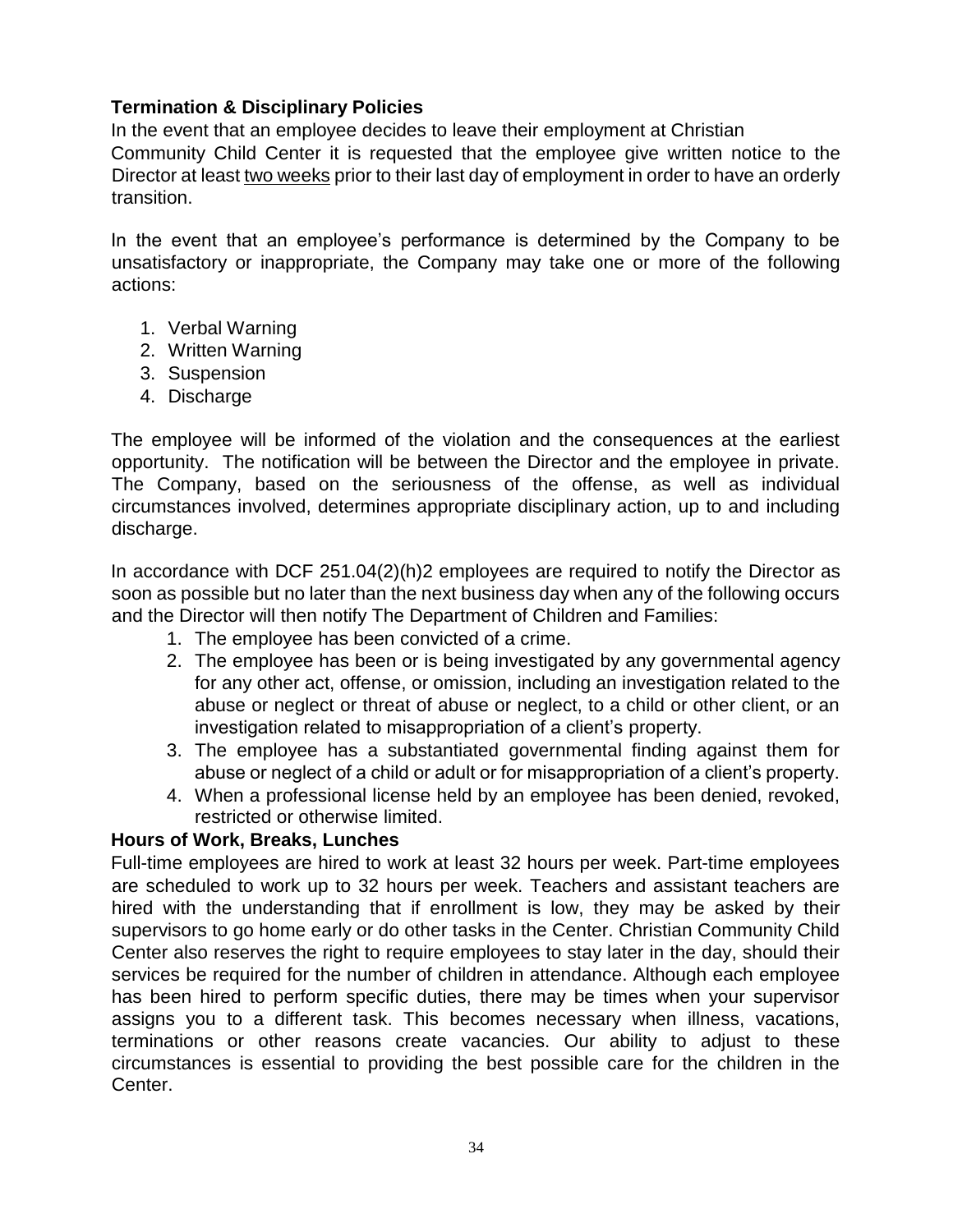### Termination & Disciplinary Policies

In the event that an employee decides to leave their employment at Christian Community Child Center it is requested that the employee give written notice to the Director at least two weeks prior to their last day of employment in order to have an orderly transition.

In the event that an employee's performance is determined by the Company to be unsatisfactory or inappropriate, the Company may take one or more of the following actions:

1. Verbal Warning
2. Written Warning
3. Suspension
4. Discharge

The employee will be informed of the violation and the consequences at the earliest opportunity. The notification will be between the Director and the employee in private. The Company, based on the seriousness of the offense, as well as individual circumstances involved, determines appropriate disciplinary action, up to and including discharge.

In accordance with DCF 251.04(2)(h)2 employees are required to notify the Director as soon as possible but no later than the next business day when any of the following occurs and the Director will then notify The Department of Children and Families:

1. The employee has been convicted of a crime.
2. The employee has been or is being investigated by any governmental agency for any other act, offense, or omission, including an investigation related to the abuse or neglect or threat of abuse or neglect, to a child or other client, or an investigation related to misappropriation of a client's property.
3. The employee has a substantiated governmental finding against them for abuse or neglect of a child or adult or for misappropriation of a client's property.
4. When a professional license held by an employee has been denied, revoked, restricted or otherwise limited.

### Hours of Work, Breaks, Lunches

Full-time employees are hired to work at least 32 hours per week. Part-time employees are scheduled to work up to 32 hours per week. Teachers and assistant teachers are hired with the understanding that if enrollment is low, they may be asked by their supervisors to go home early or do other tasks in the Center. Christian Community Child Center also reserves the right to require employees to stay later in the day, should their services be required for the number of children in attendance. Although each employee has been hired to perform specific duties, there may be times when your supervisor assigns you to a different task. This becomes necessary when illness, vacations, terminations or other reasons create vacancies. Our ability to adjust to these circumstances is essential to providing the best possible care for the children in the Center.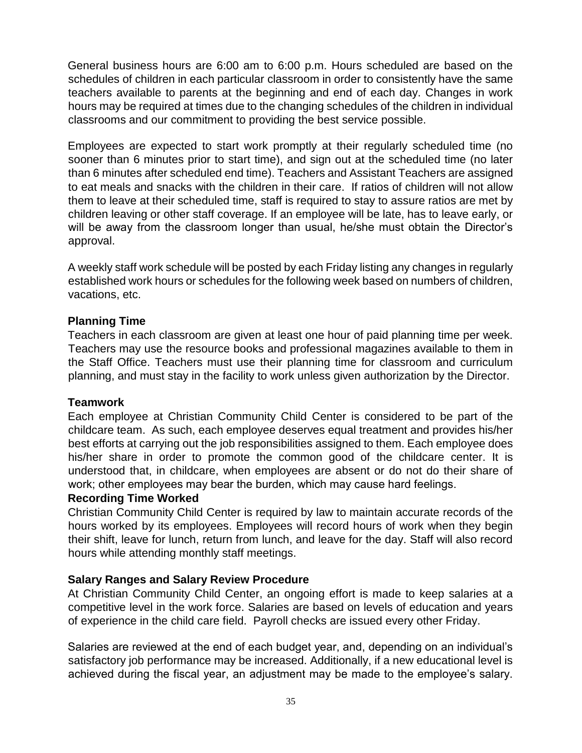General business hours are 6:00 am to 6:00 p.m. Hours scheduled are based on the schedules of children in each particular classroom in order to consistently have the same teachers available to parents at the beginning and end of each day. Changes in work hours may be required at times due to the changing schedules of the children in individual classrooms and our commitment to providing the best service possible.

Employees are expected to start work promptly at their regularly scheduled time (no sooner than 6 minutes prior to start time), and sign out at the scheduled time (no later than 6 minutes after scheduled end time). Teachers and Assistant Teachers are assigned to eat meals and snacks with the children in their care. If ratios of children will not allow them to leave at their scheduled time, staff is required to stay to assure ratios are met by children leaving or other staff coverage. If an employee will be late, has to leave early, or will be away from the classroom longer than usual, he/she must obtain the Director's approval.

A weekly staff work schedule will be posted by each Friday listing any changes in regularly established work hours or schedules for the following week based on numbers of children, vacations, etc.

**Planning Time**

Teachers in each classroom are given at least one hour of paid planning time per week. Teachers may use the resource books and professional magazines available to them in the Staff Office. Teachers must use their planning time for classroom and curriculum planning, and must stay in the facility to work unless given authorization by the Director.

**Teamwork**

Each employee at Christian Community Child Center is considered to be part of the childcare team. As such, each employee deserves equal treatment and provides his/her best efforts at carrying out the job responsibilities assigned to them. Each employee does his/her share in order to promote the common good of the childcare center. It is understood that, in childcare, when employees are absent or do not do their share of work; other employees may bear the burden, which may cause hard feelings.

**Recording Time Worked**

Christian Community Child Center is required by law to maintain accurate records of the hours worked by its employees. Employees will record hours of work when they begin their shift, leave for lunch, return from lunch, and leave for the day. Staff will also record hours while attending monthly staff meetings.

**Salary Ranges and Salary Review Procedure**

At Christian Community Child Center, an ongoing effort is made to keep salaries at a competitive level in the work force. Salaries are based on levels of education and years of experience in the child care field. Payroll checks are issued every other Friday.

Salaries are reviewed at the end of each budget year, and, depending on an individual's satisfactory job performance may be increased. Additionally, if a new educational level is achieved during the fiscal year, an adjustment may be made to the employee's salary.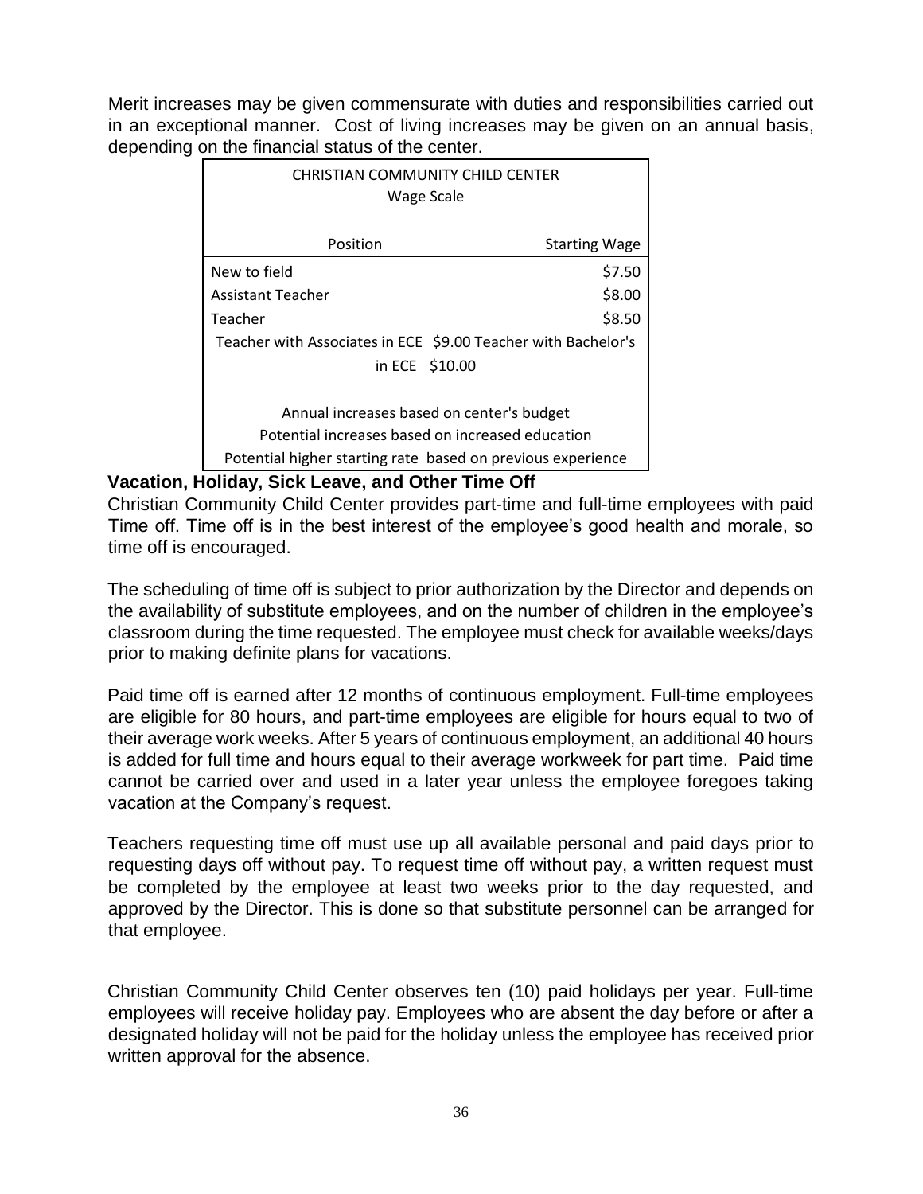Merit increases may be given commensurate with duties and responsibilities carried out in an exceptional manner. Cost of living increases may be given on an annual basis, depending on the financial status of the center.

| CHRISTIAN COMMUNITY CHILD CENTER Wage Scale | |
|---|---|
| Position | Starting Wage |
| New to field | $7.50 |
| Assistant Teacher | $8.00 |
| Teacher | $8.50 |
| Teacher with Associates in ECE | $9.00 |
| Teacher with Bachelor's in ECE | $10.00 |

Annual increases based on center's budget
Potential increases based on increased education
Potential higher starting rate based on previous experience

**Vacation, Holiday, Sick Leave, and Other Time Off**

Christian Community Child Center provides part-time and full-time employees with paid Time off. Time off is in the best interest of the employee's good health and morale, so time off is encouraged.

The scheduling of time off is subject to prior authorization by the Director and depends on the availability of substitute employees, and on the number of children in the employee's classroom during the time requested. The employee must check for available weeks/days prior to making definite plans for vacations.

Paid time off is earned after 12 months of continuous employment. Full-time employees are eligible for 80 hours, and part-time employees are eligible for hours equal to two of their average work weeks. After 5 years of continuous employment, an additional 40 hours is added for full time and hours equal to their average workweek for part time. Paid time cannot be carried over and used in a later year unless the employee foregoes taking vacation at the Company's request.

Teachers requesting time off must use up all available personal and paid days prior to requesting days off without pay. To request time off without pay, a written request must be completed by the employee at least two weeks prior to the day requested, and approved by the Director. This is done so that substitute personnel can be arranged for that employee.

Christian Community Child Center observes ten (10) paid holidays per year. Full-time employees will receive holiday pay. Employees who are absent the day before or after a designated holiday will not be paid for the holiday unless the employee has received prior written approval for the absence.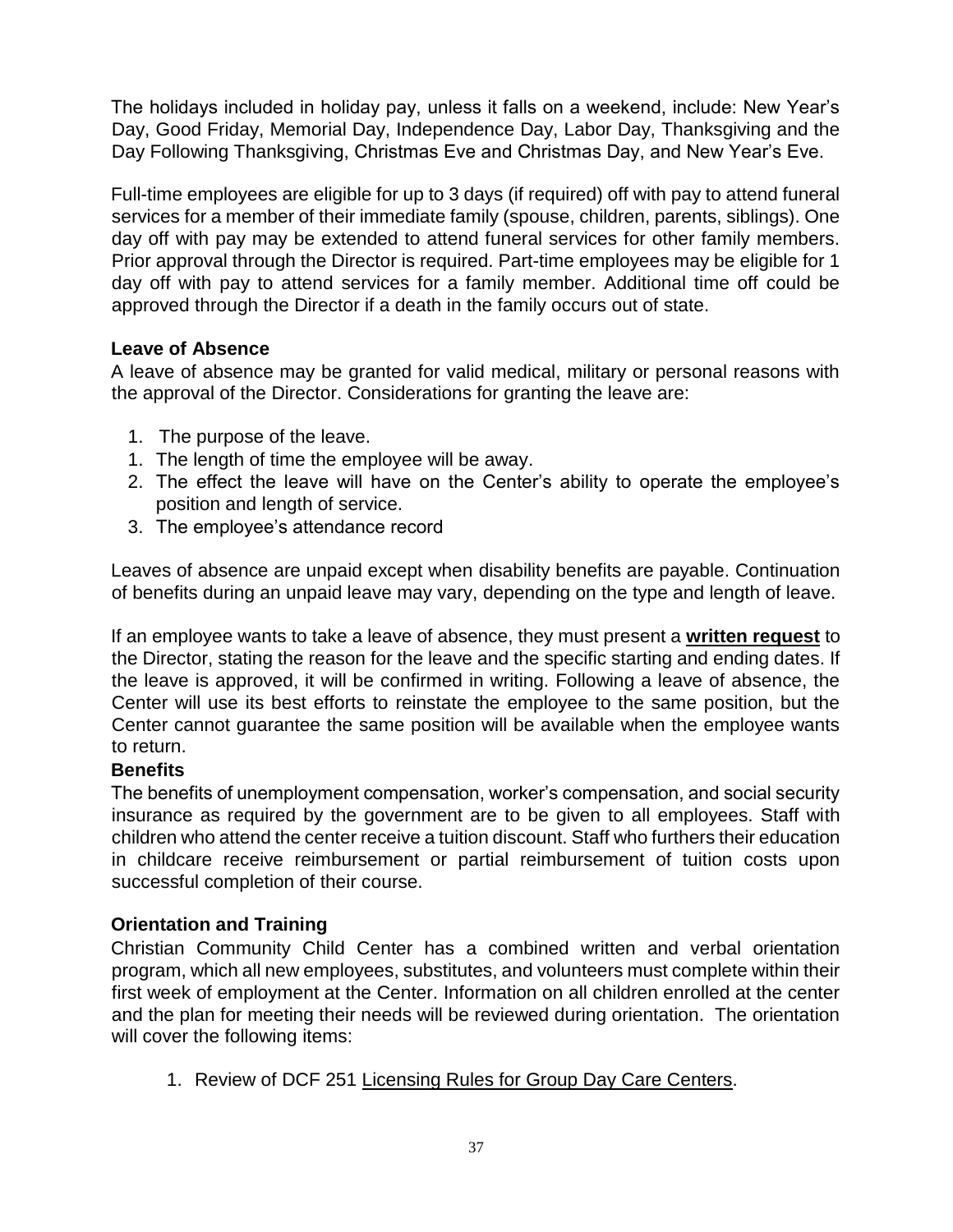The holidays included in holiday pay, unless it falls on a weekend, include: New Year's Day, Good Friday, Memorial Day, Independence Day, Labor Day, Thanksgiving and the Day Following Thanksgiving, Christmas Eve and Christmas Day, and New Year's Eve.

Full-time employees are eligible for up to 3 days (if required) off with pay to attend funeral services for a member of their immediate family (spouse, children, parents, siblings). One day off with pay may be extended to attend funeral services for other family members. Prior approval through the Director is required. Part-time employees may be eligible for 1 day off with pay to attend services for a family member. Additional time off could be approved through the Director if a death in the family occurs out of state.

### Leave of Absence

A leave of absence may be granted for valid medical, military or personal reasons with the approval of the Director. Considerations for granting the leave are:

1. The purpose of the leave.
1. The length of time the employee will be away.
2. The effect the leave will have on the Center's ability to operate the employee's position and length of service.
3. The employee's attendance record

Leaves of absence are unpaid except when disability benefits are payable. Continuation of benefits during an unpaid leave may vary, depending on the type and length of leave.

If an employee wants to take a leave of absence, they must present a **written request** to the Director, stating the reason for the leave and the specific starting and ending dates. If the leave is approved, it will be confirmed in writing. Following a leave of absence, the Center will use its best efforts to reinstate the employee to the same position, but the Center cannot guarantee the same position will be available when the employee wants to return.

### Benefits

The benefits of unemployment compensation, worker's compensation, and social security insurance as required by the government are to be given to all employees. Staff with children who attend the center receive a tuition discount. Staff who furthers their education in childcare receive reimbursement or partial reimbursement of tuition costs upon successful completion of their course.

### Orientation and Training

Christian Community Child Center has a combined written and verbal orientation program, which all new employees, substitutes, and volunteers must complete within their first week of employment at the Center. Information on all children enrolled at the center and the plan for meeting their needs will be reviewed during orientation. The orientation will cover the following items:

1. Review of DCF 251 Licensing Rules for Group Day Care Centers.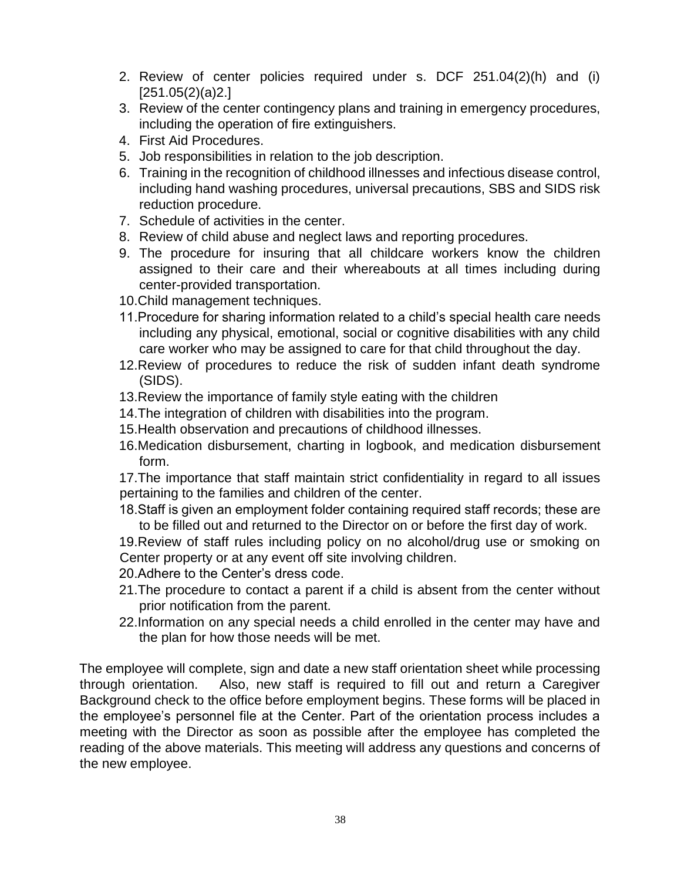2. Review of center policies required under s. DCF 251.04(2)(h) and (i) [251.05(2)(a)2.]
3. Review of the center contingency plans and training in emergency procedures, including the operation of fire extinguishers.
4. First Aid Procedures.
5. Job responsibilities in relation to the job description.
6. Training in the recognition of childhood illnesses and infectious disease control, including hand washing procedures, universal precautions, SBS and SIDS risk reduction procedure.
7. Schedule of activities in the center.
8. Review of child abuse and neglect laws and reporting procedures.
9. The procedure for insuring that all childcare workers know the children assigned to their care and their whereabouts at all times including during center-provided transportation.
10. Child management techniques.
11. Procedure for sharing information related to a child's special health care needs including any physical, emotional, social or cognitive disabilities with any child care worker who may be assigned to care for that child throughout the day.
12. Review of procedures to reduce the risk of sudden infant death syndrome (SIDS).
13. Review the importance of family style eating with the children
14. The integration of children with disabilities into the program.
15. Health observation and precautions of childhood illnesses.
16. Medication disbursement, charting in logbook, and medication disbursement form.
17. The importance that staff maintain strict confidentiality in regard to all issues pertaining to the families and children of the center.
18. Staff is given an employment folder containing required staff records; these are to be filled out and returned to the Director on or before the first day of work.
19. Review of staff rules including policy on no alcohol/drug use or smoking on Center property or at any event off site involving children.
20. Adhere to the Center's dress code.
21. The procedure to contact a parent if a child is absent from the center without prior notification from the parent.
22. Information on any special needs a child enrolled in the center may have and the plan for how those needs will be met.

The employee will complete, sign and date a new staff orientation sheet while processing through orientation. Also, new staff is required to fill out and return a Caregiver Background check to the office before employment begins. These forms will be placed in the employee's personnel file at the Center. Part of the orientation process includes a meeting with the Director as soon as possible after the employee has completed the reading of the above materials. This meeting will address any questions and concerns of the new employee.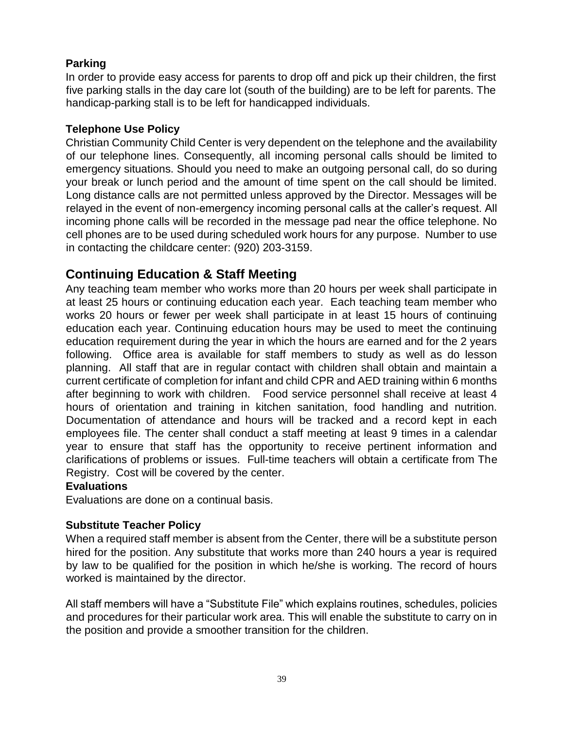### Parking

In order to provide easy access for parents to drop off and pick up their children, the first five parking stalls in the day care lot (south of the building) are to be left for parents. The handicap-parking stall is to be left for handicapped individuals.

### Telephone Use Policy

Christian Community Child Center is very dependent on the telephone and the availability of our telephone lines. Consequently, all incoming personal calls should be limited to emergency situations. Should you need to make an outgoing personal call, do so during your break or lunch period and the amount of time spent on the call should be limited. Long distance calls are not permitted unless approved by the Director. Messages will be relayed in the event of non-emergency incoming personal calls at the caller's request. All incoming phone calls will be recorded in the message pad near the office telephone. No cell phones are to be used during scheduled work hours for any purpose. Number to use in contacting the childcare center: (920) 203-3159.

## Continuing Education & Staff Meeting

Any teaching team member who works more than 20 hours per week shall participate in at least 25 hours or continuing education each year. Each teaching team member who works 20 hours or fewer per week shall participate in at least 15 hours of continuing education each year. Continuing education hours may be used to meet the continuing education requirement during the year in which the hours are earned and for the 2 years following. Office area is available for staff members to study as well as do lesson planning. All staff that are in regular contact with children shall obtain and maintain a current certificate of completion for infant and child CPR and AED training within 6 months after beginning to work with children. Food service personnel shall receive at least 4 hours of orientation and training in kitchen sanitation, food handling and nutrition. Documentation of attendance and hours will be tracked and a record kept in each employees file. The center shall conduct a staff meeting at least 9 times in a calendar year to ensure that staff has the opportunity to receive pertinent information and clarifications of problems or issues. Full-time teachers will obtain a certificate from The Registry. Cost will be covered by the center.

### Evaluations

Evaluations are done on a continual basis.

### Substitute Teacher Policy

When a required staff member is absent from the Center, there will be a substitute person hired for the position. Any substitute that works more than 240 hours a year is required by law to be qualified for the position in which he/she is working. The record of hours worked is maintained by the director.

All staff members will have a "Substitute File" which explains routines, schedules, policies and procedures for their particular work area. This will enable the substitute to carry on in the position and provide a smoother transition for the children.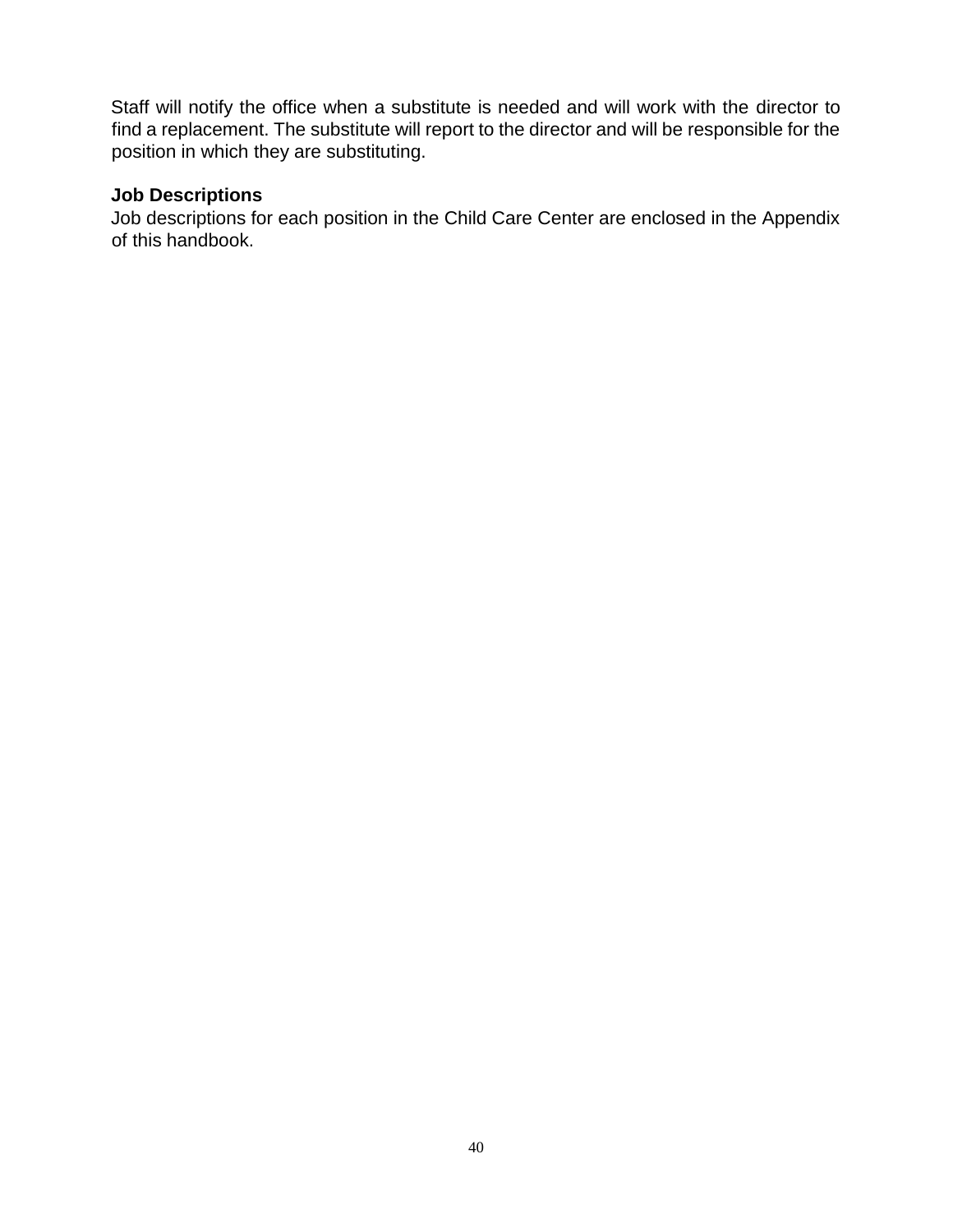Staff will notify the office when a substitute is needed and will work with the director to find a replacement. The substitute will report to the director and will be responsible for the position in which they are substituting.

**Job Descriptions**

Job descriptions for each position in the Child Care Center are enclosed in the Appendix of this handbook.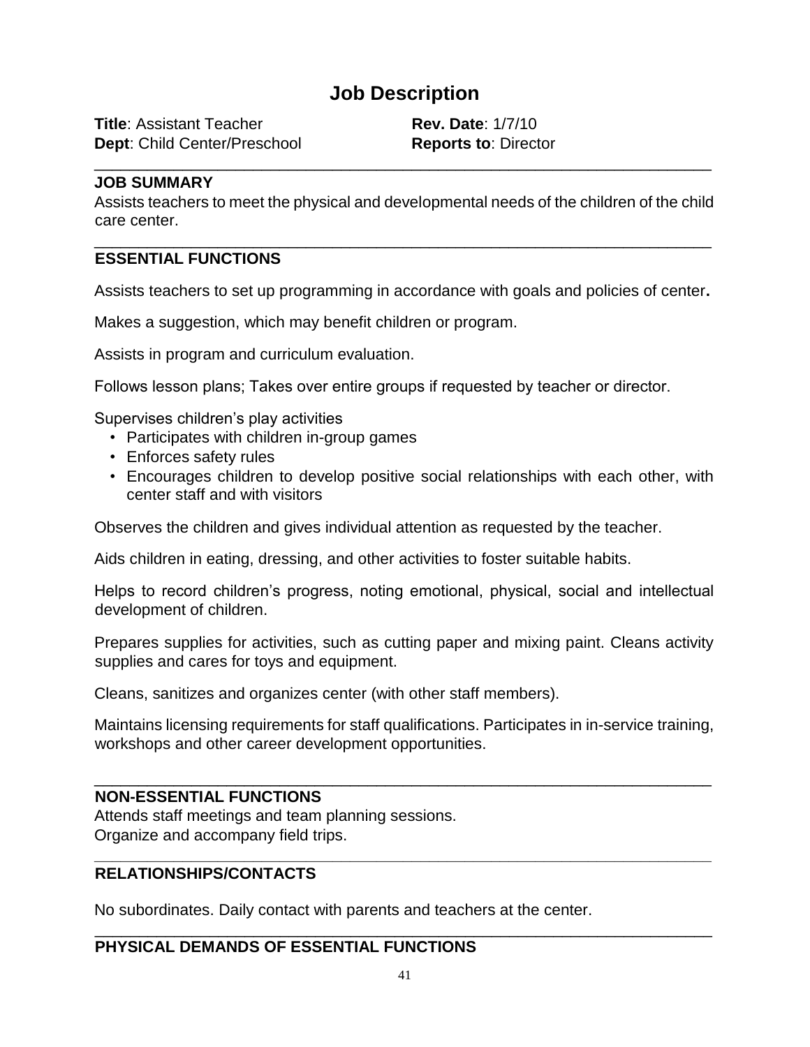# Job Description

**Title**: Assistant Teacher **Rev. Date**: 1/7/10

**Dept**: Child Center/Preschool **Reports to**: Director

---

## JOB SUMMARY

Assists teachers to meet the physical and developmental needs of the children of the child care center.

---

## ESSENTIAL FUNCTIONS

Assists teachers to set up programming in accordance with goals and policies of center**.**

Makes a suggestion, which may benefit children or program.

Assists in program and curriculum evaluation.

Follows lesson plans; Takes over entire groups if requested by teacher or director.

Supervises children's play activities

- Participates with children in-group games
- Enforces safety rules
- Encourages children to develop positive social relationships with each other, with center staff and with visitors

Observes the children and gives individual attention as requested by the teacher.

Aids children in eating, dressing, and other activities to foster suitable habits.

Helps to record children's progress, noting emotional, physical, social and intellectual development of children.

Prepares supplies for activities, such as cutting paper and mixing paint. Cleans activity supplies and cares for toys and equipment.

Cleans, sanitizes and organizes center (with other staff members).

Maintains licensing requirements for staff qualifications. Participates in in-service training, workshops and other career development opportunities.

---

## NON-ESSENTIAL FUNCTIONS

Attends staff meetings and team planning sessions.
Organize and accompany field trips.

---

## RELATIONSHIPS/CONTACTS

No subordinates. Daily contact with parents and teachers at the center.

---

## PHYSICAL DEMANDS OF ESSENTIAL FUNCTIONS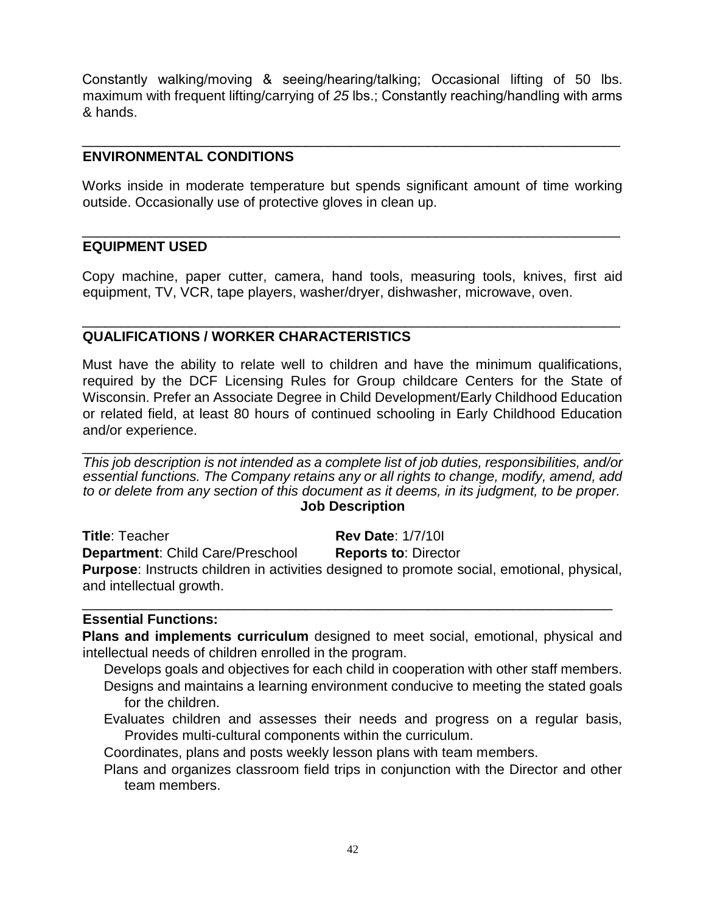Constantly walking/moving & seeing/hearing/talking; Occasional lifting of 50 lbs. maximum with frequent lifting/carrying of *25* lbs.; Constantly reaching/handling with arms & hands.

---

## ENVIRONMENTAL CONDITIONS

Works inside in moderate temperature but spends significant amount of time working outside. Occasionally use of protective gloves in clean up.

---

## EQUIPMENT USED

Copy machine, paper cutter, camera, hand tools, measuring tools, knives, first aid equipment, TV, VCR, tape players, washer/dryer, dishwasher, microwave, oven.

---

## QUALIFICATIONS / WORKER CHARACTERISTICS

Must have the ability to relate well to children and have the minimum qualifications, required by the DCF Licensing Rules for Group childcare Centers for the State of Wisconsin. Prefer an Associate Degree in Child Development/Early Childhood Education or related field, at least 80 hours of continued schooling in Early Childhood Education and/or experience.

---

*This job description is not intended as a complete list of job duties, responsibilities, and/or essential functions. The Company retains any or all rights to change, modify, amend, add to or delete from any section of this document as it deems, in its judgment, to be proper.*

## Job Description

**Title**: Teacher **Rev Date**: 1/7/10l

**Department**: Child Care/Preschool **Reports to**: Director

**Purpose**: Instructs children in activities designed to promote social, emotional, physical, and intellectual growth.

---

**Essential Functions:**

**Plans and implements curriculum** designed to meet social, emotional, physical and intellectual needs of children enrolled in the program.

- Develops goals and objectives for each child in cooperation with other staff members.
- Designs and maintains a learning environment conducive to meeting the stated goals for the children.
- Evaluates children and assesses their needs and progress on a regular basis, Provides multi-cultural components within the curriculum.
- Coordinates, plans and posts weekly lesson plans with team members.
- Plans and organizes classroom field trips in conjunction with the Director and other team members.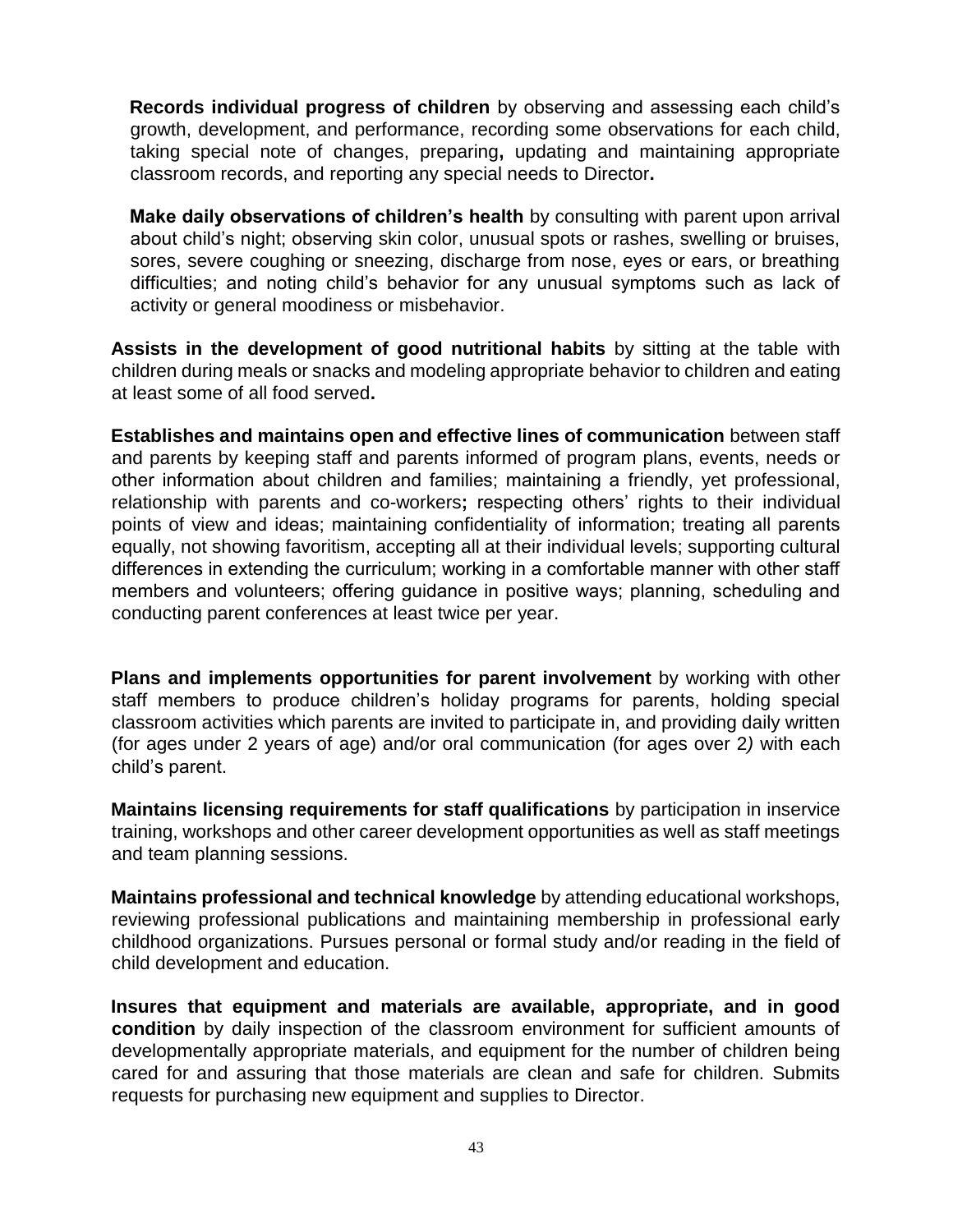**Records individual progress of children** by observing and assessing each child's growth, development, and performance, recording some observations for each child, taking special note of changes, preparing**,** updating and maintaining appropriate classroom records, and reporting any special needs to Director**.**

**Make daily observations of children's health** by consulting with parent upon arrival about child's night; observing skin color, unusual spots or rashes, swelling or bruises, sores, severe coughing or sneezing, discharge from nose, eyes or ears, or breathing difficulties; and noting child's behavior for any unusual symptoms such as lack of activity or general moodiness or misbehavior.

**Assists in the development of good nutritional habits** by sitting at the table with children during meals or snacks and modeling appropriate behavior to children and eating at least some of all food served**.**

**Establishes and maintains open and effective lines of communication** between staff and parents by keeping staff and parents informed of program plans, events, needs or other information about children and families; maintaining a friendly, yet professional, relationship with parents and co-workers**;** respecting others' rights to their individual points of view and ideas; maintaining confidentiality of information; treating all parents equally, not showing favoritism, accepting all at their individual levels; supporting cultural differences in extending the curriculum; working in a comfortable manner with other staff members and volunteers; offering guidance in positive ways; planning, scheduling and conducting parent conferences at least twice per year.

**Plans and implements opportunities for parent involvement** by working with other staff members to produce children's holiday programs for parents, holding special classroom activities which parents are invited to participate in, and providing daily written (for ages under 2 years of age) and/or oral communication (for ages over 2*)* with each child's parent.

**Maintains licensing requirements for staff qualifications** by participation in inservice training, workshops and other career development opportunities as well as staff meetings and team planning sessions.

**Maintains professional and technical knowledge** by attending educational workshops, reviewing professional publications and maintaining membership in professional early childhood organizations. Pursues personal or formal study and/or reading in the field of child development and education.

**Insures that equipment and materials are available, appropriate, and in good condition** by daily inspection of the classroom environment for sufficient amounts of developmentally appropriate materials, and equipment for the number of children being cared for and assuring that those materials are clean and safe for children. Submits requests for purchasing new equipment and supplies to Director.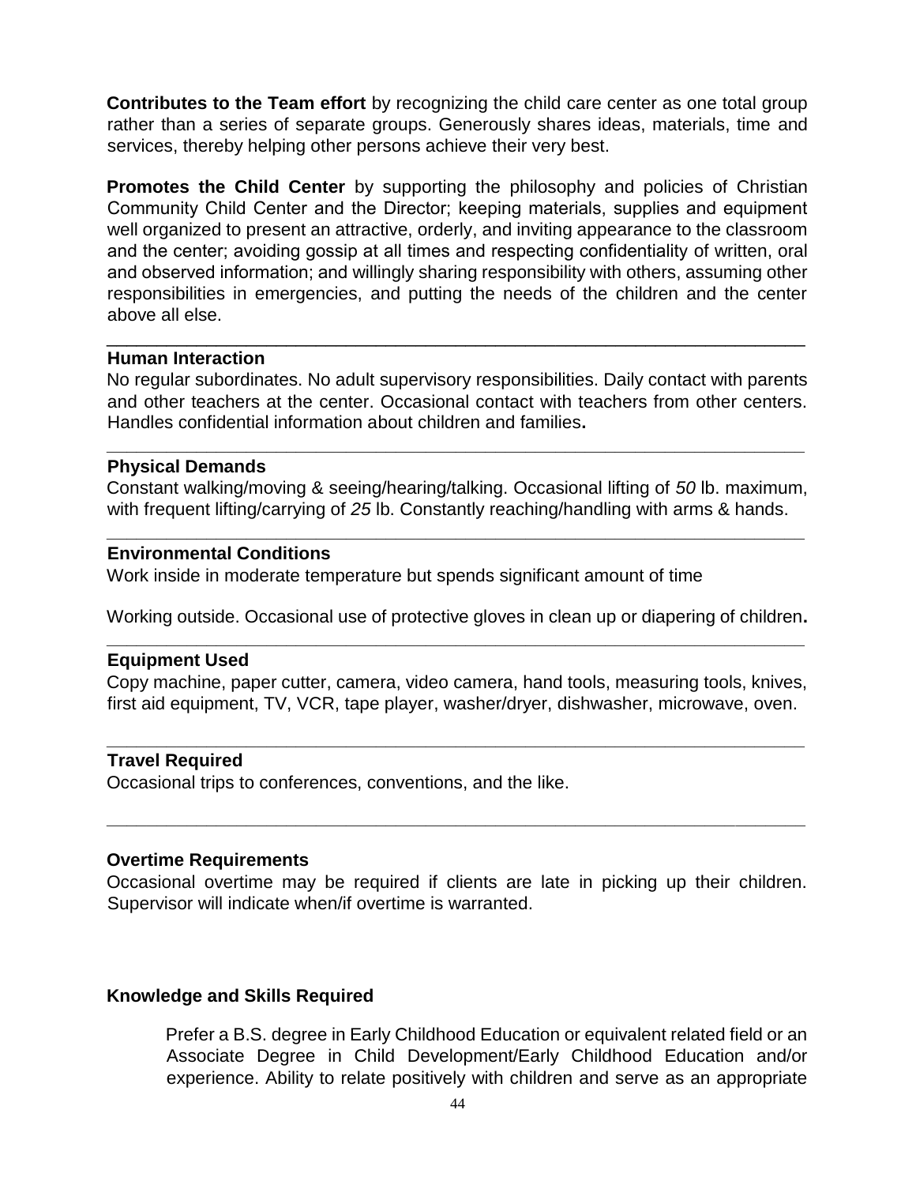**Contributes to the Team effort** by recognizing the child care center as one total group rather than a series of separate groups. Generously shares ideas, materials, time and services, thereby helping other persons achieve their very best.

**Promotes the Child Center** by supporting the philosophy and policies of Christian Community Child Center and the Director; keeping materials, supplies and equipment well organized to present an attractive, orderly, and inviting appearance to the classroom and the center; avoiding gossip at all times and respecting confidentiality of written, oral and observed information; and willingly sharing responsibility with others, assuming other responsibilities in emergencies, and putting the needs of the children and the center above all else.

---

**Human Interaction**

No regular subordinates. No adult supervisory responsibilities. Daily contact with parents and other teachers at the center. Occasional contact with teachers from other centers. Handles confidential information about children and families**.**

---

**Physical Demands**

Constant walking/moving & seeing/hearing/talking. Occasional lifting of *50* lb. maximum, with frequent lifting/carrying of *25* lb. Constantly reaching/handling with arms & hands.

---

**Environmental Conditions**

Work inside in moderate temperature but spends significant amount of time

Working outside. Occasional use of protective gloves in clean up or diapering of children**.**

---

**Equipment Used**

Copy machine, paper cutter, camera, video camera, hand tools, measuring tools, knives, first aid equipment, TV, VCR, tape player, washer/dryer, dishwasher, microwave, oven.

---

**Travel Required**

Occasional trips to conferences, conventions, and the like.

---

**Overtime Requirements**

Occasional overtime may be required if clients are late in picking up their children. Supervisor will indicate when/if overtime is warranted.

**Knowledge and Skills Required**

Prefer a B.S. degree in Early Childhood Education or equivalent related field or an Associate Degree in Child Development/Early Childhood Education and/or experience. Ability to relate positively with children and serve as an appropriate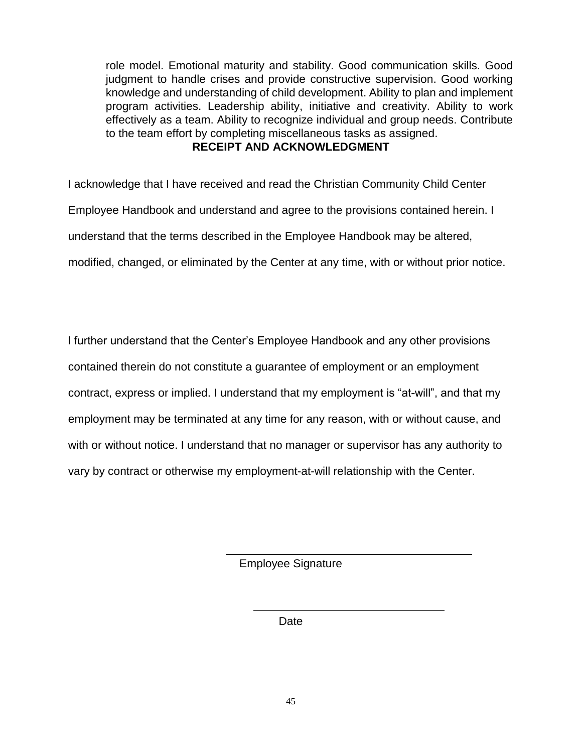role model. Emotional maturity and stability. Good communication skills. Good judgment to handle crises and provide constructive supervision. Good working knowledge and understanding of child development. Ability to plan and implement program activities. Leadership ability, initiative and creativity. Ability to work effectively as a team. Ability to recognize individual and group needs. Contribute to the team effort by completing miscellaneous tasks as assigned.

## RECEIPT AND ACKNOWLEDGMENT

I acknowledge that I have received and read the Christian Community Child Center Employee Handbook and understand and agree to the provisions contained herein. I understand that the terms described in the Employee Handbook may be altered, modified, changed, or eliminated by the Center at any time, with or without prior notice.

I further understand that the Center's Employee Handbook and any other provisions contained therein do not constitute a guarantee of employment or an employment contract, express or implied. I understand that my employment is "at-will", and that my employment may be terminated at any time for any reason, with or without cause, and with or without notice. I understand that no manager or supervisor has any authority to vary by contract or otherwise my employment-at-will relationship with the Center.

\_\_\_\_\_\_\_\_\_\_\_\_\_\_\_\_\_\_\_\_\_\_\_\_\_\_\_\_\_\_\_\_\_\_\_\_\_\_

Employee Signature

\_\_\_\_\_\_\_\_\_\_\_\_\_\_\_\_\_\_\_\_\_\_\_\_\_\_\_\_\_\_\_

Date